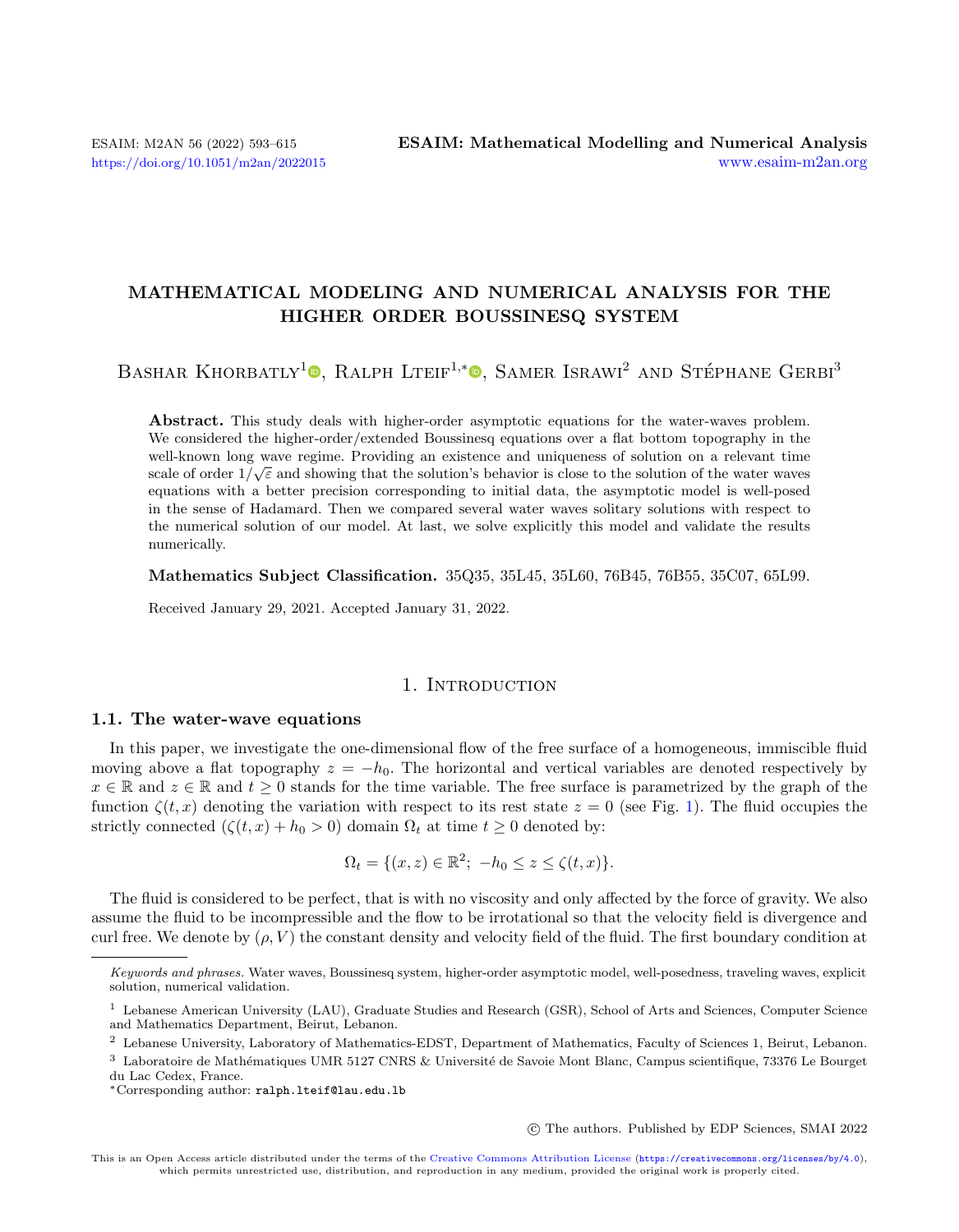# MATHEMATICAL MODELING AND NUMERICAL ANALYSIS FOR THE HIGHER ORDER BOUSSINESQ SYSTEM

Bashar Khorbatly[1], Ralph Lteif[1,*], Samer Israwi[2] and Stéphane Gerbi[3]

**Abstract.** This study deals with higher-order asymptotic equations for the water-waves problem. We considered the higher-order/extended Boussinesq equations over a flat bottom topography in the well-known long wave regime. Providing an existence and uniqueness of solution on a relevant time scale of order $1/\sqrt{\varepsilon}$ and showing that the solution's behavior is close to the solution of the water waves equations with a better precision corresponding to initial data, the asymptotic model is well-posed in the sense of Hadamard. Then we compared several water waves solitary solutions with respect to the numerical solution of our model. At last, we solve explicitly this model and validate the results numerically.

**Mathematics Subject Classification.** 35Q35, 35L45, 35L60, 76B45, 76B55, 35C07, 65L99.

Received January 29, 2021. Accepted January 31, 2022.

## 1. Introduction

### 1.1. The water-wave equations

In this paper, we investigate the one-dimensional flow of the free surface of a homogeneous, immiscible fluid moving above a flat topography $z = -h_0$. The horizontal and vertical variables are denoted respectively by $x \in \mathbb{R}$ and $z \in \mathbb{R}$ and $t \geq 0$ stands for the time variable. The free surface is parametrized by the graph of the function $\zeta(t, x)$ denoting the variation with respect to its rest state $z = 0$ (see Fig. 1). The fluid occupies the strictly connected ($\zeta(t, x) + h_0 > 0$) domain $\Omega_t$ at time $t \geq 0$ denoted by:

$$\Omega_t = \{(x, z) \in \mathbb{R}^2;\ -h_0 \leq z \leq \zeta(t, x)\}.$$

The fluid is considered to be perfect, that is with no viscosity and only affected by the force of gravity. We also assume the fluid to be incompressible and the flow to be irrotational so that the velocity field is divergence and curl free. We denote by $(\rho, V)$ the constant density and velocity field of the fluid. The first boundary condition at

*Keywords and phrases.* Water waves, Boussinesq system, higher-order asymptotic model, well-posedness, traveling waves, explicit solution, numerical validation.

[1] Lebanese American University (LAU), Graduate Studies and Research (GSR), School of Arts and Sciences, Computer Science and Mathematics Department, Beirut, Lebanon.

[2] Lebanese University, Laboratory of Mathematics-EDST, Department of Mathematics, Faculty of Sciences 1, Beirut, Lebanon.

[3] Laboratoire de Mathématiques UMR 5127 CNRS & Université de Savoie Mont Blanc, Campus scientifique, 73376 Le Bourget du Lac Cedex, France.

*Corresponding author: ralph.lteif@lau.edu.lb

© The authors. Published by EDP Sciences, SMAI 2022

This is an Open Access article distributed under the terms of the Creative Commons Attribution License (https://creativecommons.org/licenses/by/4.0), which permits unrestricted use, distribution, and reproduction in any medium, provided the original work is properly cited.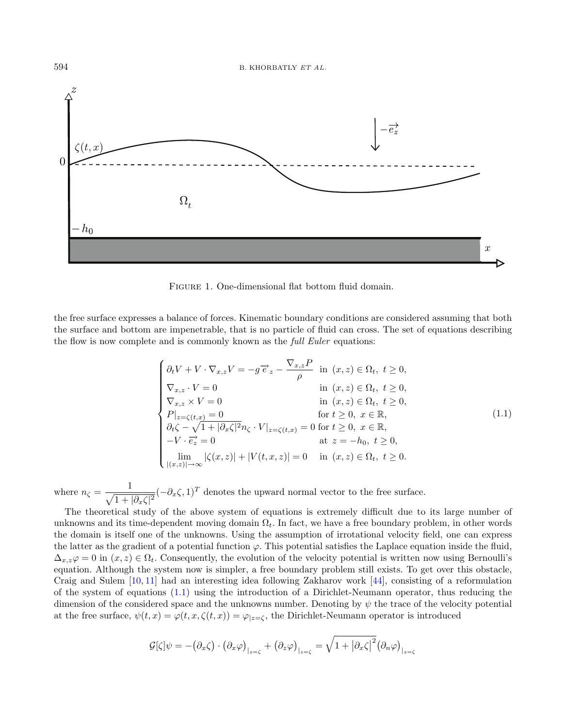FIGURE 1. One-dimensional flat bottom fluid domain.

the free surface expresses a balance of forces. Kinematic boundary conditions are considered assuming that both the surface and bottom are impenetrable, that is no particle of fluid can cross. The set of equations describing the flow is now complete and is commonly known as the *full Euler* equations:

$$
\begin{cases}
\partial_t V + V \cdot \nabla_{x,z} V = -g\overrightarrow{e}_z - \dfrac{\nabla_{x,z} P}{\rho} & \text{in } (x,z) \in \Omega_t,\ t \geq 0, \\
\nabla_{x,z} \cdot V = 0 & \text{in } (x,z) \in \Omega_t,\ t \geq 0, \\
\nabla_{x,z} \times V = 0 & \text{in } (x,z) \in \Omega_t,\ t \geq 0, \\
P|_{z=\zeta(t,x)} = 0 & \text{for } t \geq 0,\ x \in \mathbb{R}, \\
\partial_t \zeta - \sqrt{1+|\partial_x \zeta|^2} n_\zeta \cdot V|_{z=\zeta(t,x)} = 0 & \text{for } t \geq 0,\ x \in \mathbb{R}, \\
-V \cdot \overrightarrow{e_z} = 0 & \text{at } z = -h_0,\ t \geq 0, \\
\lim\limits_{|(x,z)| \to \infty} |\zeta(x,z)| + |V(t,x,z)| = 0 & \text{in } (x,z) \in \Omega_t,\ t \geq 0.
\end{cases}
\tag{1.1}
$$

where $n_\zeta = \dfrac{1}{\sqrt{1+|\partial_x \zeta|^2}}(-\partial_x \zeta, 1)^T$ denotes the upward normal vector to the free surface.

The theoretical study of the above system of equations is extremely difficult due to its large number of unknowns and its time-dependent moving domain $\Omega_t$. In fact, we have a free boundary problem, in other words the domain is itself one of the unknowns. Using the assumption of irrotational velocity field, one can express the latter as the gradient of a potential function $\varphi$. This potential satisfies the Laplace equation inside the fluid, $\Delta_{x,z}\varphi = 0$ in $(x,z) \in \Omega_t$. Consequently, the evolution of the velocity potential is written now using Bernoulli's equation. Although the system now is simpler, a free boundary problem still exists. To get over this obstacle, Craig and Sulem [10, 11] had an interesting idea following Zakharov work [44], consisting of a reformulation of the system of equations (1.1) using the introduction of a Dirichlet-Neumann operator, thus reducing the dimension of the considered space and the unknowns number. Denoting by $\psi$ the trace of the velocity potential at the free surface, $\psi(t,x) = \varphi(t,x,\zeta(t,x)) = \varphi_{|z=\zeta}$, the Dirichlet-Neumann operator is introduced

$$
\mathcal{G}[\zeta]\psi = -\big(\partial_x \zeta\big) \cdot \big(\partial_x \varphi\big)_{|_{z=\zeta}} + \big(\partial_z \varphi\big)_{|_{z=\zeta}} = \sqrt{1+\left|\partial_x \zeta\right|^2}\big(\partial_n \varphi\big)_{|_{z=\zeta}}
$$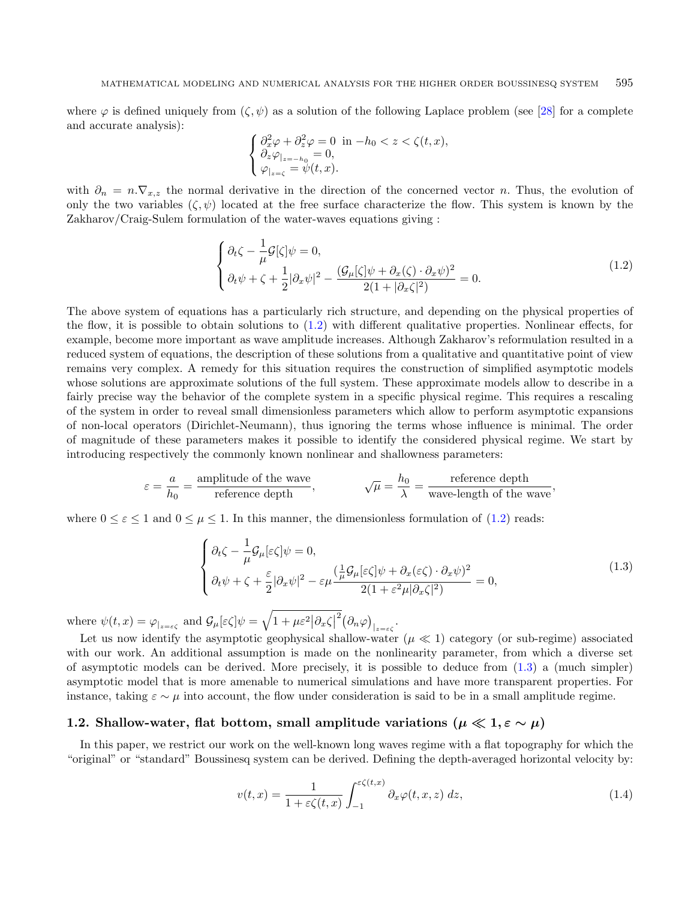where $\varphi$ is defined uniquely from $(\zeta, \psi)$ as a solution of the following Laplace problem (see [28] for a complete and accurate analysis):

$$
\begin{cases}
\partial_x^2 \varphi + \partial_z^2 \varphi = 0 \ \text{ in } -h_0 < z < \zeta(t,x), \\
\partial_z \varphi_{|_{z=-h_0}} = 0, \\
\varphi_{|_{z=\zeta}} = \psi(t,x).
\end{cases}
$$

with $\partial_n = n.\nabla_{x,z}$ the normal derivative in the direction of the concerned vector $n$. Thus, the evolution of only the two variables $(\zeta, \psi)$ located at the free surface characterize the flow. This system is known by the Zakharov/Craig-Sulem formulation of the water-waves equations giving :

$$
\begin{cases}
\partial_t \zeta - \dfrac{1}{\mu} \mathcal{G}[\zeta]\psi = 0, \\
\partial_t \psi + \zeta + \dfrac{1}{2} |\partial_x \psi|^2 - \dfrac{(\mathcal{G}_\mu[\zeta]\psi + \partial_x(\zeta) \cdot \partial_x \psi)^2}{2(1 + |\partial_x \zeta|^2)} = 0.
\end{cases}
\tag{1.2}
$$

The above system of equations has a particularly rich structure, and depending on the physical properties of the flow, it is possible to obtain solutions to (1.2) with different qualitative properties. Nonlinear effects, for example, become more important as wave amplitude increases. Although Zakharov's reformulation resulted in a reduced system of equations, the description of these solutions from a qualitative and quantitative point of view remains very complex. A remedy for this situation requires the construction of simplified asymptotic models whose solutions are approximate solutions of the full system. These approximate models allow to describe in a fairly precise way the behavior of the complete system in a specific physical regime. This requires a rescaling of the system in order to reveal small dimensionless parameters which allow to perform asymptotic expansions of non-local operators (Dirichlet-Neumann), thus ignoring the terms whose influence is minimal. The order of magnitude of these parameters makes it possible to identify the considered physical regime. We start by introducing respectively the commonly known nonlinear and shallowness parameters:

$$
\varepsilon = \frac{a}{h_0} = \frac{\text{amplitude of the wave}}{\text{reference depth}}, \qquad \sqrt{\mu} = \frac{h_0}{\lambda} = \frac{\text{reference depth}}{\text{wave-length of the wave}},
$$

where $0 \leq \varepsilon \leq 1$ and $0 \leq \mu \leq 1$. In this manner, the dimensionless formulation of (1.2) reads:

$$
\begin{cases}
\partial_t \zeta - \dfrac{1}{\mu} \mathcal{G}_\mu[\varepsilon\zeta]\psi = 0, \\
\partial_t \psi + \zeta + \dfrac{\varepsilon}{2} |\partial_x \psi|^2 - \varepsilon\mu \dfrac{(\frac{1}{\mu}\mathcal{G}_\mu[\varepsilon\zeta]\psi + \partial_x(\varepsilon\zeta) \cdot \partial_x \psi)^2}{2(1 + \varepsilon^2\mu |\partial_x \zeta|^2)} = 0,
\end{cases}
\tag{1.3}
$$

where $\psi(t,x) = \varphi_{|_{z=\varepsilon\zeta}}$ and $\mathcal{G}_\mu[\varepsilon\zeta]\psi = \sqrt{1 + \mu\varepsilon^2 |\partial_x \zeta|^2} \big(\partial_n \varphi\big)_{|_{z=\varepsilon\zeta}}$.

Let us now identify the asymptotic geophysical shallow-water ($\mu \ll 1$) category (or sub-regime) associated with our work. An additional assumption is made on the nonlinearity parameter, from which a diverse set of asymptotic models can be derived. More precisely, it is possible to deduce from (1.3) a (much simpler) asymptotic model that is more amenable to numerical simulations and have more transparent properties. For instance, taking $\varepsilon \sim \mu$ into account, the flow under consideration is said to be in a small amplitude regime.

### 1.2. Shallow-water, flat bottom, small amplitude variations ($\mu \ll 1, \varepsilon \sim \mu$)

In this paper, we restrict our work on the well-known long waves regime with a flat topography for which the "original" or "standard" Boussinesq system can be derived. Defining the depth-averaged horizontal velocity by:

$$
v(t,x) = \frac{1}{1 + \varepsilon\zeta(t,x)} \int_{-1}^{\varepsilon\zeta(t,x)} \partial_x \varphi(t,x,z)\, dz,
\tag{1.4}
$$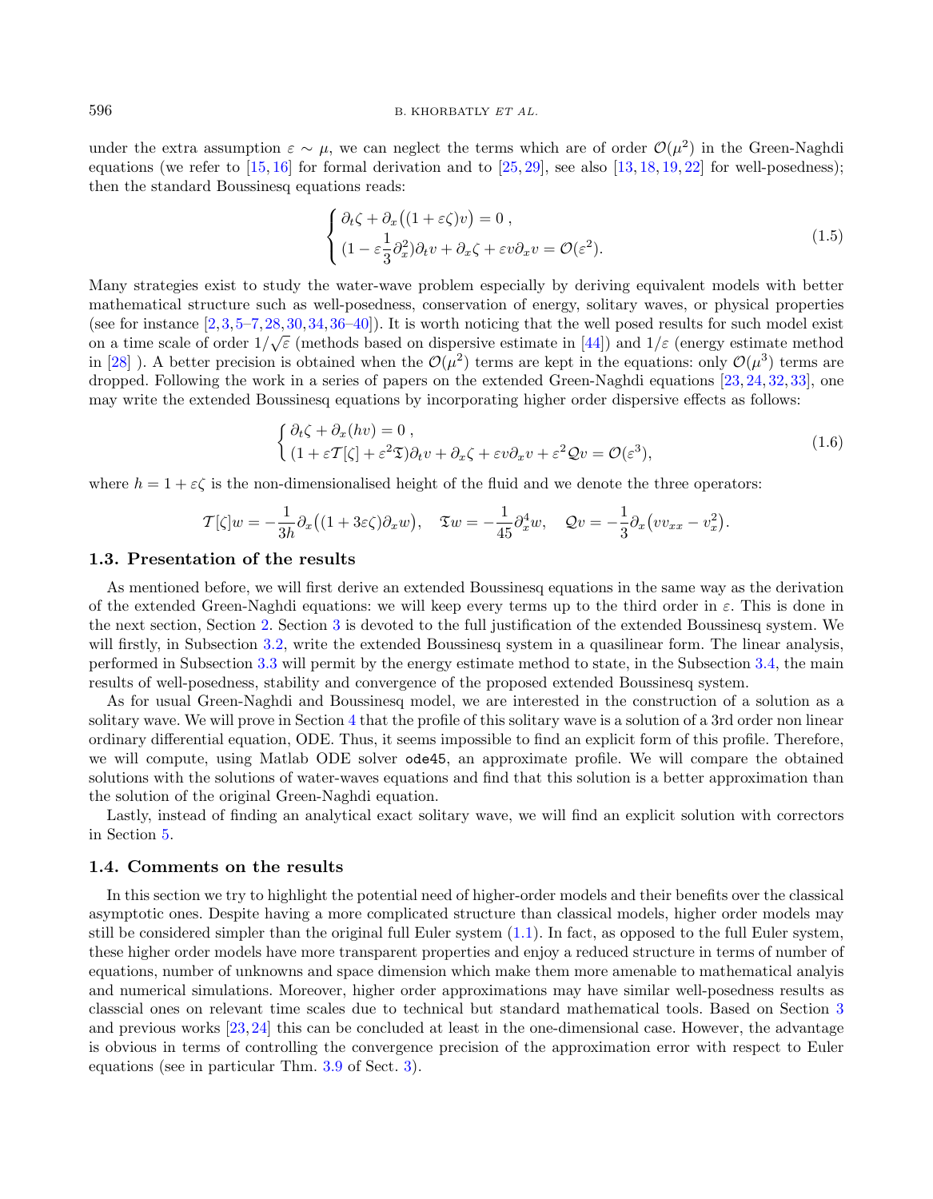under the extra assumption $\varepsilon \sim \mu$, we can neglect the terms which are of order $\mathcal{O}(\mu^2)$ in the Green-Naghdi equations (we refer to [15, 16] for formal derivation and to [25, 29], see also [13, 18, 19, 22] for well-posedness); then the standard Boussinesq equations reads:

$$
\begin{cases} \partial_t \zeta + \partial_x\big((1+\varepsilon\zeta)v\big) = 0\ , \\ (1 - \varepsilon \dfrac{1}{3}\partial_x^2)\partial_t v + \partial_x \zeta + \varepsilon v \partial_x v = \mathcal{O}(\varepsilon^2). \end{cases} \tag{1.5}
$$

Many strategies exist to study the water-wave problem especially by deriving equivalent models with better mathematical structure such as well-posedness, conservation of energy, solitary waves, or physical properties (see for instance [2, 3, 5–7, 28, 30, 34, 36–40]). It is worth noticing that the well posed results for such model exist on a time scale of order $1/\sqrt{\varepsilon}$ (methods based on dispersive estimate in [44]) and $1/\varepsilon$ (energy estimate method in [28] ). A better precision is obtained when the $\mathcal{O}(\mu^2)$ terms are kept in the equations: only $\mathcal{O}(\mu^3)$ terms are dropped. Following the work in a series of papers on the extended Green-Naghdi equations [23, 24, 32, 33], one may write the extended Boussinesq equations by incorporating higher order dispersive effects as follows:

$$
\begin{cases} \partial_t \zeta + \partial_x (hv) = 0\ , \\ (1 + \varepsilon \mathcal{T}[\zeta] + \varepsilon^2 \mathfrak{T})\partial_t v + \partial_x \zeta + \varepsilon v \partial_x v + \varepsilon^2 \mathcal{Q} v = \mathcal{O}(\varepsilon^3), \end{cases} \tag{1.6}
$$

where $h = 1 + \varepsilon\zeta$ is the non-dimensionalised height of the fluid and we denote the three operators:

$$
\mathcal{T}[\zeta]w = -\frac{1}{3h}\partial_x\big((1+3\varepsilon\zeta)\partial_x w\big), \quad \mathfrak{T}w = -\frac{1}{45}\partial_x^4 w, \quad \mathcal{Q}v = -\frac{1}{3}\partial_x\big(vv_{xx} - v_x^2\big).
$$

### 1.3. Presentation of the results

As mentioned before, we will first derive an extended Boussinesq equations in the same way as the derivation of the extended Green-Naghdi equations: we will keep every terms up to the third order in $\varepsilon$. This is done in the next section, Section 2. Section 3 is devoted to the full justification of the extended Boussinesq system. We will firstly, in Subsection 3.2, write the extended Boussinesq system in a quasilinear form. The linear analysis, performed in Subsection 3.3 will permit by the energy estimate method to state, in the Subsection 3.4, the main results of well-posedness, stability and convergence of the proposed extended Boussinesq system.

As for usual Green-Naghdi and Boussinesq model, we are interested in the construction of a solution as a solitary wave. We will prove in Section 4 that the profile of this solitary wave is a solution of a 3rd order non linear ordinary differential equation, ODE. Thus, it seems impossible to find an explicit form of this profile. Therefore, we will compute, using Matlab ODE solver `ode45`, an approximate profile. We will compare the obtained solutions with the solutions of water-waves equations and find that this solution is a better approximation than the solution of the original Green-Naghdi equation.

Lastly, instead of finding an analytical exact solitary wave, we will find an explicit solution with correctors in Section 5.

### 1.4. Comments on the results

In this section we try to highlight the potential need of higher-order models and their benefits over the classical asymptotic ones. Despite having a more complicated structure than classical models, higher order models may still be considered simpler than the original full Euler system (1.1). In fact, as opposed to the full Euler system, these higher order models have more transparent properties and enjoy a reduced structure in terms of number of equations, number of unknowns and space dimension which make them more amenable to mathematical analyis and numerical simulations. Moreover, higher order approximations may have similar well-posedness results as classcial ones on relevant time scales due to technical but standard mathematical tools. Based on Section 3 and previous works [23, 24] this can be concluded at least in the one-dimensional case. However, the advantage is obvious in terms of controlling the convergence precision of the approximation error with respect to Euler equations (see in particular Thm. 3.9 of Sect. 3).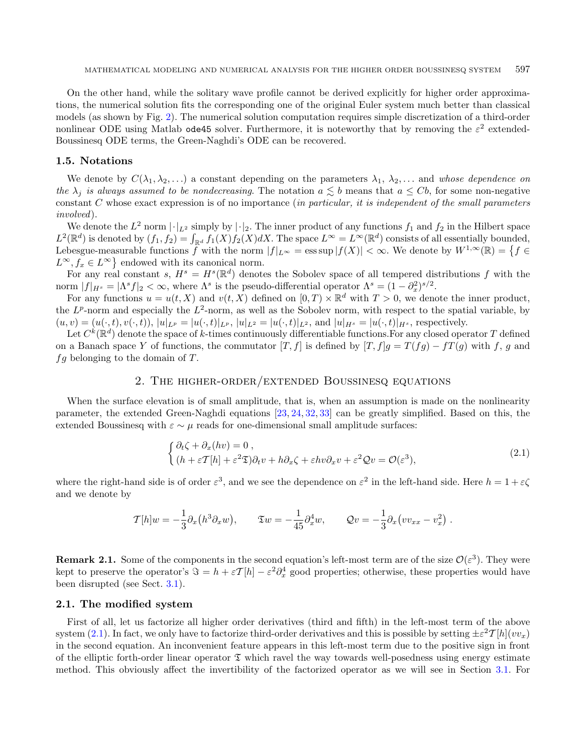On the other hand, while the solitary wave profile cannot be derived explicitly for higher order approximations, the numerical solution fits the corresponding one of the original Euler system much better than classical models (as shown by Fig. 2). The numerical solution computation requires simple discretization of a third-order nonlinear ODE using Matlab `ode45` solver. Furthermore, it is noteworthy that by removing the $\varepsilon^2$ extended-Boussinesq ODE terms, the Green-Naghdi's ODE can be recovered.

### 1.5. Notations

We denote by $C(\lambda_1, \lambda_2, \ldots)$ a constant depending on the parameters $\lambda_1$, $\lambda_2, \ldots$ and *whose dependence on the $\lambda_j$ is always assumed to be nondecreasing*. The notation $a \lesssim b$ means that $a \leq Cb$, for some non-negative constant $C$ whose exact expression is of no importance (*in particular, it is independent of the small parameters involved*).

We denote the $L^2$ norm $|\cdot|_{L^2}$ simply by $|\cdot|_2$. The inner product of any functions $f_1$ and $f_2$ in the Hilbert space $L^2(\mathbb{R}^d)$ is denoted by $(f_1, f_2) = \int_{\mathbb{R}^d} f_1(X) f_2(X) dX$. The space $L^\infty = L^\infty(\mathbb{R}^d)$ consists of all essentially bounded, Lebesgue-measurable functions $f$ with the norm $|f|_{L^\infty} = \operatorname{ess\,sup} |f(X)| < \infty$. We denote by $W^{1,\infty}(\mathbb{R}) = \{f \in L^\infty, f_x \in L^\infty\}$ endowed with its canonical norm.

For any real constant $s$, $H^s = H^s(\mathbb{R}^d)$ denotes the Sobolev space of all tempered distributions $f$ with the norm $|f|_{H^s} = |\Lambda^s f|_2 < \infty$, where $\Lambda^s$ is the pseudo-differential operator $\Lambda^s = (1 - \partial_x^2)^{s/2}$.

For any functions $u = u(t, X)$ and $v(t, X)$ defined on $[0, T) \times \mathbb{R}^d$ with $T > 0$, we denote the inner product, the $L^p$-norm and especially the $L^2$-norm, as well as the Sobolev norm, with respect to the spatial variable, by $(u, v) = (u(\cdot, t), v(\cdot, t))$, $|u|_{L^p} = |u(\cdot, t)|_{L^p}$, $|u|_{L^2} = |u(\cdot, t)|_{L^2}$, and $|u|_{H^s} = |u(\cdot, t)|_{H^s}$, respectively.

Let $C^k(\mathbb{R}^d)$ denote the space of $k$-times continuously differentiable functions.For any closed operator $T$ defined on a Banach space $Y$ of functions, the commutator $[T, f]$ is defined by $[T, f]g = T(fg) - fT(g)$ with $f$, $g$ and $fg$ belonging to the domain of $T$.

## 2. The higher-order/extended Boussinesq equations

When the surface elevation is of small amplitude, that is, when an assumption is made on the nonlinearity parameter, the extended Green-Naghdi equations [23, 24, 32, 33] can be greatly simplified. Based on this, the extended Boussinesq with $\varepsilon \sim \mu$ reads for one-dimensional small amplitude surfaces:

$$
\begin{cases}
\partial_t \zeta + \partial_x (hv) = 0 \, , \\
(h + \varepsilon \mathcal{T}[h] + \varepsilon^2 \mathfrak{T}) \partial_t v + h \partial_x \zeta + \varepsilon h v \partial_x v + \varepsilon^2 \mathcal{Q} v = \mathcal{O}(\varepsilon^3),
\end{cases}
\tag{2.1}
$$

where the right-hand side is of order $\varepsilon^3$, and we see the dependence on $\varepsilon^2$ in the left-hand side. Here $h = 1 + \varepsilon \zeta$ and we denote by

$$
\mathcal{T}[h] w = -\frac{1}{3} \partial_x \big( h^3 \partial_x w \big), \qquad \mathfrak{T} w = -\frac{1}{45} \partial_x^4 w, \qquad \mathcal{Q} v = -\frac{1}{3} \partial_x \big( v v_{xx} - v_x^2 \big) \, .
$$

**Remark 2.1.** Some of the components in the second equation's left-most term are of the size $\mathcal{O}(\varepsilon^3)$. They were kept to preserve the operator's $\Im = h + \varepsilon \mathcal{T}[h] - \varepsilon^2 \partial_x^4$ good properties; otherwise, these properties would have been disrupted (see Sect. 3.1).

### 2.1. The modified system

First of all, let us factorize all higher order derivatives (third and fifth) in the left-most term of the above system (2.1). In fact, we only have to factorize third-order derivatives and this is possible by setting $\pm \varepsilon^2 \mathcal{T}[h](v v_x)$ in the second equation. An inconvenient feature appears in this left-most term due to the positive sign in front of the elliptic forth-order linear operator $\mathfrak{T}$ which ravel the way towards well-posedness using energy estimate method. This obviously affect the invertibility of the factorized operator as we will see in Section 3.1. For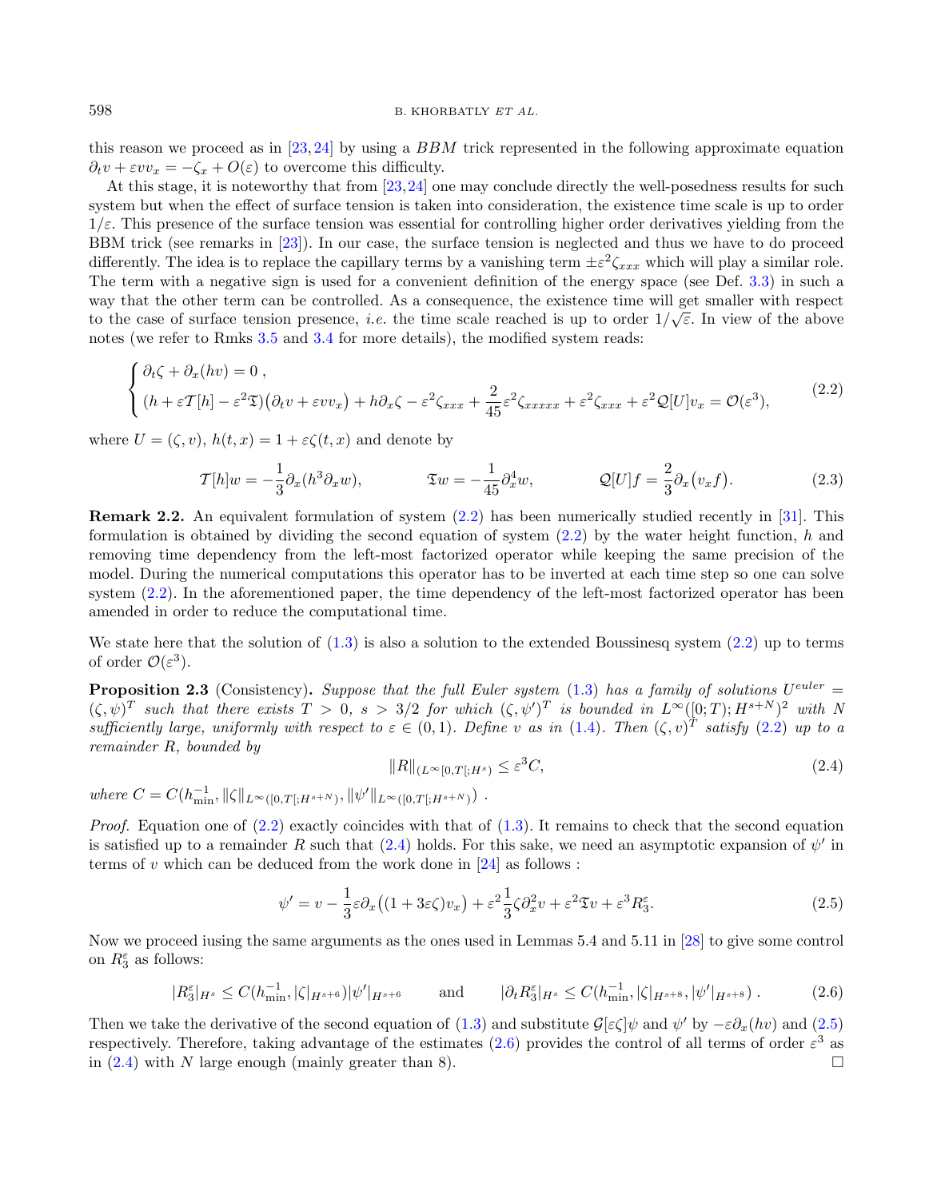this reason we proceed as in [23,24] by using a $BBM$ trick represented in the following approximate equation $\partial_t v + \varepsilon v v_x = -\zeta_x + O(\varepsilon)$ to overcome this difficulty.

At this stage, it is noteworthy that from [23,24] one may conclude directly the well-posedness results for such system but when the effect of surface tension is taken into consideration, the existence time scale is up to order $1/\varepsilon$. This presence of the surface tension was essential for controlling higher order derivatives yielding from the BBM trick (see remarks in [23]). In our case, the surface tension is neglected and thus we have to do proceed differently. The idea is to replace the capillary terms by a vanishing term $\pm\varepsilon^2\zeta_{xxx}$ which will play a similar role. The term with a negative sign is used for a convenient definition of the energy space (see Def. 3.3) in such a way that the other term can be controlled. As a consequence, the existence time will get smaller with respect to the case of surface tension presence, *i.e.* the time scale reached is up to order $1/\sqrt{\varepsilon}$. In view of the above notes (we refer to Rmks 3.5 and 3.4 for more details), the modified system reads:

$$
\begin{cases}
\partial_t \zeta + \partial_x(hv) = 0 \ , \\
\left(h + \varepsilon \mathcal{T}[h] - \varepsilon^2 \mathfrak{T}\right)\left(\partial_t v + \varepsilon v v_x\right) + h\partial_x \zeta - \varepsilon^2 \zeta_{xxx} + \dfrac{2}{45}\varepsilon^2 \zeta_{xxxxx} + \varepsilon^2 \zeta_{xxx} + \varepsilon^2 \mathcal{Q}[U] v_x = \mathcal{O}(\varepsilon^3),
\end{cases}
\tag{2.2}
$$

where $U = (\zeta, v)$, $h(t,x) = 1 + \varepsilon\zeta(t,x)$ and denote by

$$
\mathcal{T}[h]w = -\frac{1}{3}\partial_x(h^3 \partial_x w), \qquad \mathfrak{T}w = -\frac{1}{45}\partial_x^4 w, \qquad \mathcal{Q}[U]f = \frac{2}{3}\partial_x\big(v_x f\big). \tag{2.3}
$$

**Remark 2.2.** An equivalent formulation of system (2.2) has been numerically studied recently in [31]. This formulation is obtained by dividing the second equation of system (2.2) by the water height function, $h$ and removing time dependency from the left-most factorized operator while keeping the same precision of the model. During the numerical computations this operator has to be inverted at each time step so one can solve system (2.2). In the aforementioned paper, the time dependency of the left-most factorized operator has been amended in order to reduce the computational time.

We state here that the solution of (1.3) is also a solution to the extended Boussinesq system (2.2) up to terms of order $\mathcal{O}(\varepsilon^3)$.

**Proposition 2.3** (Consistency)**.** *Suppose that the full Euler system* (1.3) *has a family of solutions* $U^{euler} = (\zeta, \psi)^T$ *such that there exists* $T > 0$, $s > 3/2$ *for which* $(\zeta, \psi')^T$ *is bounded in* $L^\infty([0;T); H^{s+N})^2$ *with* $N$ *sufficiently large, uniformly with respect to* $\varepsilon \in (0,1)$. *Define* $v$ *as in* (1.4). *Then* $(\zeta, v)^T$ *satisfy* (2.2) *up to a remainder* $R$*, bounded by*

$$
\|R\|_{(L^\infty[0,T[;H^s)} \leq \varepsilon^3 C, \tag{2.4}
$$

*where* $C = C(h_{\min}^{-1}, \|\zeta\|_{L^\infty([0,T[;H^{s+N})}, \|\psi'\|_{L^\infty([0,T[;H^{s+N})})$ .

*Proof.* Equation one of (2.2) exactly coincides with that of (1.3). It remains to check that the second equation is satisfied up to a remainder $R$ such that (2.4) holds. For this sake, we need an asymptotic expansion of $\psi'$ in terms of $v$ which can be deduced from the work done in [24] as follows :

$$
\psi' = v - \frac{1}{3}\varepsilon\partial_x\big((1 + 3\varepsilon\zeta)v_x\big) + \varepsilon^2 \frac{1}{3}\zeta\partial_x^2 v + \varepsilon^2 \mathfrak{T}v + \varepsilon^3 R_3^\varepsilon. \tag{2.5}
$$

Now we proceed iusing the same arguments as the ones used in Lemmas 5.4 and 5.11 in [28] to give some control on $R_3^\varepsilon$ as follows:

$$
|R_3^\varepsilon|_{H^s} \leq C(h_{\min}^{-1}, |\zeta|_{H^{s+6}})|\psi'|_{H^{s+6}} \qquad \text{and} \qquad |\partial_t R_3^\varepsilon|_{H^s} \leq C(h_{\min}^{-1}, |\zeta|_{H^{s+8}}, |\psi'|_{H^{s+8}}) \,. \tag{2.6}
$$

Then we take the derivative of the second equation of (1.3) and substitute $\mathcal{G}[\varepsilon\zeta]\psi$ and $\psi'$ by $-\varepsilon\partial_x(hv)$ and (2.5) respectively. Therefore, taking advantage of the estimates (2.6) provides the control of all terms of order $\varepsilon^3$ as in (2.4) with $N$ large enough (mainly greater than 8). $\square$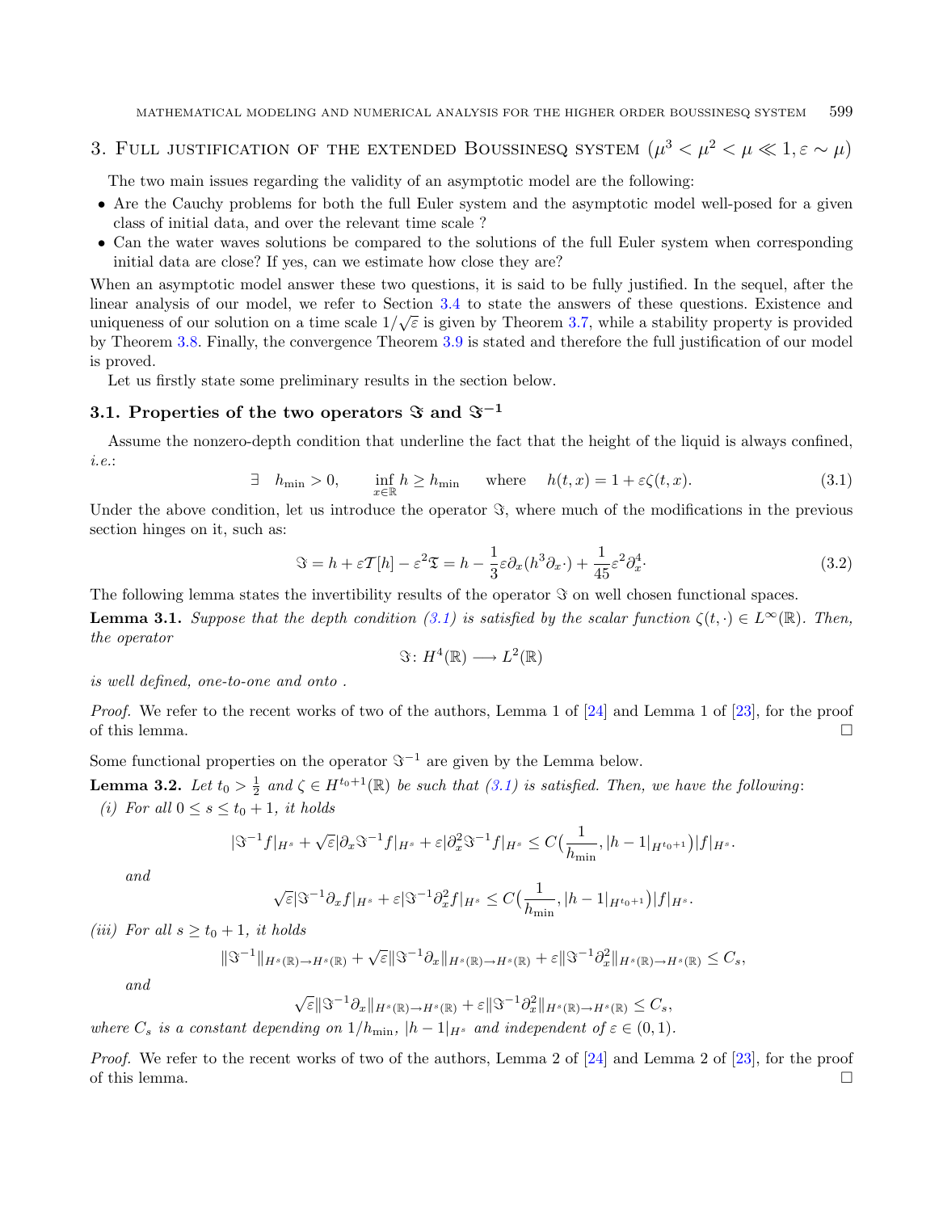## 3. Full justification of the extended Boussinesq system ($\mu^3 < \mu^2 < \mu \ll 1, \varepsilon \sim \mu$)

The two main issues regarding the validity of an asymptotic model are the following:

- Are the Cauchy problems for both the full Euler system and the asymptotic model well-posed for a given class of initial data, and over the relevant time scale ?
- Can the water waves solutions be compared to the solutions of the full Euler system when corresponding initial data are close? If yes, can we estimate how close they are?

When an asymptotic model answer these two questions, it is said to be fully justified. In the sequel, after the linear analysis of our model, we refer to Section 3.4 to state the answers of these questions. Existence and uniqueness of our solution on a time scale $1/\sqrt{\varepsilon}$ is given by Theorem 3.7, while a stability property is provided by Theorem 3.8. Finally, the convergence Theorem 3.9 is stated and therefore the full justification of our model is proved.

Let us firstly state some preliminary results in the section below.

### 3.1. Properties of the two operators $\Im$ and $\Im^{-1}$

Assume the nonzero-depth condition that underline the fact that the height of the liquid is always confined, *i.e.*:

$$\exists \quad h_{\min} > 0, \qquad \inf_{x\in\mathbb{R}} h \geq h_{\min} \qquad \text{where} \qquad h(t,x) = 1 + \varepsilon\zeta(t,x). \tag{3.1}$$

Under the above condition, let us introduce the operator $\Im$, where much of the modifications in the previous section hinges on it, such as:

$$\Im = h + \varepsilon\mathcal{T}[h] - \varepsilon^2\mathfrak{T} = h - \frac{1}{3}\varepsilon\partial_x(h^3\partial_x\cdot) + \frac{1}{45}\varepsilon^2\partial_x^4\cdot \tag{3.2}$$

The following lemma states the invertibility results of the operator $\Im$ on well chosen functional spaces.

**Lemma 3.1.** *Suppose that the depth condition (3.1) is satisfied by the scalar function $\zeta(t,\cdot) \in L^\infty(\mathbb{R})$. Then, the operator*

$$\Im\colon H^4(\mathbb{R}) \longrightarrow L^2(\mathbb{R})$$

*is well defined, one-to-one and onto .*

*Proof.* We refer to the recent works of two of the authors, Lemma 1 of [24] and Lemma 1 of [23], for the proof of this lemma. □

Some functional properties on the operator $\Im^{-1}$ are given by the Lemma below.

**Lemma 3.2.** *Let $t_0 > \frac{1}{2}$ and $\zeta \in H^{t_0+1}(\mathbb{R})$ be such that (3.1) is satisfied. Then, we have the following:*

*(i) For all $0 \leq s \leq t_0 + 1$, it holds*

$$|\Im^{-1}f|_{H^s} + \sqrt{\varepsilon}|\partial_x\Im^{-1}f|_{H^s} + \varepsilon|\partial_x^2\Im^{-1}f|_{H^s} \leq C\big(\frac{1}{h_{\min}}, |h-1|_{H^{t_0+1}}\big)|f|_{H^s}.$$

*and*

$$\sqrt{\varepsilon}|\Im^{-1}\partial_x f|_{H^s} + \varepsilon|\Im^{-1}\partial_x^2 f|_{H^s} \leq C\big(\frac{1}{h_{\min}}, |h-1|_{H^{t_0+1}}\big)|f|_{H^s}.$$

*(iii) For all $s \geq t_0 + 1$, it holds*

$$\|\Im^{-1}\|_{H^s(\mathbb{R})\to H^s(\mathbb{R})} + \sqrt{\varepsilon}\|\Im^{-1}\partial_x\|_{H^s(\mathbb{R})\to H^s(\mathbb{R})} + \varepsilon\|\Im^{-1}\partial_x^2\|_{H^s(\mathbb{R})\to H^s(\mathbb{R})} \leq C_s,$$

*and*

$$\sqrt{\varepsilon}\|\Im^{-1}\partial_x\|_{H^s(\mathbb{R})\to H^s(\mathbb{R})} + \varepsilon\|\Im^{-1}\partial_x^2\|_{H^s(\mathbb{R})\to H^s(\mathbb{R})} \leq C_s,$$

*where $C_s$ is a constant depending on $1/h_{\min}$, $|h-1|_{H^s}$ and independent of $\varepsilon \in (0,1)$.*

*Proof.* We refer to the recent works of two of the authors, Lemma 2 of [24] and Lemma 2 of [23], for the proof of this lemma. □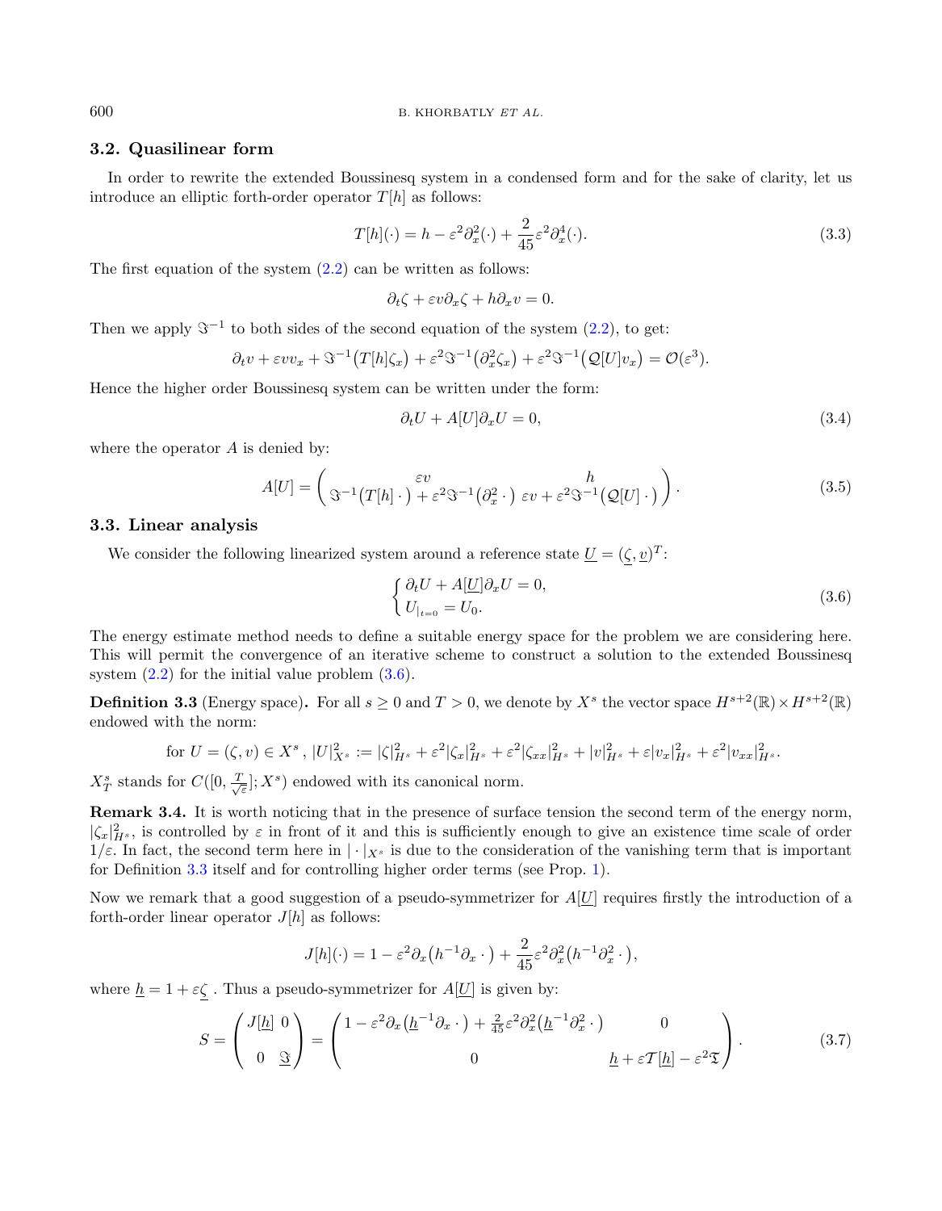### 3.2. Quasilinear form

In order to rewrite the extended Boussinesq system in a condensed form and for the sake of clarity, let us introduce an elliptic forth-order operator $T[h]$ as follows:

$$T[h](\cdot) = h - \varepsilon^2 \partial_x^2(\cdot) + \frac{2}{45}\varepsilon^2 \partial_x^4(\cdot). \tag{3.3}$$

The first equation of the system (2.2) can be written as follows:

$$\partial_t \zeta + \varepsilon v \partial_x \zeta + h \partial_x v = 0.$$

Then we apply $\Im^{-1}$ to both sides of the second equation of the system (2.2), to get:

$$\partial_t v + \varepsilon v v_x + \Im^{-1}\big(T[h]\zeta_x\big) + \varepsilon^2 \Im^{-1}\big(\partial_x^2 \zeta_x\big) + \varepsilon^2 \Im^{-1}\big(\mathcal{Q}[U] v_x\big) = \mathcal{O}(\varepsilon^3).$$

Hence the higher order Boussinesq system can be written under the form:

$$\partial_t U + A[U]\partial_x U = 0, \tag{3.4}$$

where the operator $A$ is denied by:

$$A[U] = \begin{pmatrix} \varepsilon v & h \\ \Im^{-1}\big(T[h]\,\cdot\big) + \varepsilon^2 \Im^{-1}\big(\partial_x^2\,\cdot\big) & \varepsilon v + \varepsilon^2 \Im^{-1}\big(\mathcal{Q}[U]\,\cdot\big) \end{pmatrix}. \tag{3.5}$$

### 3.3. Linear analysis

We consider the following linearized system around a reference state $\underline{U} = (\underline{\zeta}, \underline{v})^T$:

$$\begin{cases} \partial_t U + A[\underline{U}]\partial_x U = 0, \\ U_{|_{t=0}} = U_0. \end{cases} \tag{3.6}$$

The energy estimate method needs to define a suitable energy space for the problem we are considering here. This will permit the convergence of an iterative scheme to construct a solution to the extended Boussinesq system (2.2) for the initial value problem (3.6).

**Definition 3.3** (Energy space)**.** For all $s \geq 0$ and $T > 0$, we denote by $X^s$ the vector space $H^{s+2}(\mathbb{R}) \times H^{s+2}(\mathbb{R})$ endowed with the norm:

$$\text{for } U = (\zeta, v) \in X^s\,,\ |U|_{X^s}^2 := |\zeta|_{H^s}^2 + \varepsilon^2 |\zeta_x|_{H^s}^2 + \varepsilon^2 |\zeta_{xx}|_{H^s}^2 + |v|_{H^s}^2 + \varepsilon |v_x|_{H^s}^2 + \varepsilon^2 |v_{xx}|_{H^s}^2.$$

$X_T^s$ stands for $C([0, \frac{T}{\sqrt{\varepsilon}}]; X^s)$ endowed with its canonical norm.

**Remark 3.4.** It is worth noticing that in the presence of surface tension the second term of the energy norm, $|\zeta_x|_{H^s}^2$, is controlled by $\varepsilon$ in front of it and this is sufficiently enough to give an existence time scale of order $1/\varepsilon$. In fact, the second term here in $|\cdot|_{X^s}$ is due to the consideration of the vanishing term that is important for Definition 3.3 itself and for controlling higher order terms (see Prop. 1).

Now we remark that a good suggestion of a pseudo-symmetrizer for $A[\underline{U}]$ requires firstly the introduction of a forth-order linear operator $J[h]$ as follows:

$$J[h](\cdot) = 1 - \varepsilon^2 \partial_x\big(h^{-1}\partial_x\,\cdot\big) + \frac{2}{45}\varepsilon^2 \partial_x^2\big(h^{-1}\partial_x^2\,\cdot\big),$$

where $\underline{h} = 1 + \varepsilon\underline{\zeta}$ . Thus a pseudo-symmetrizer for $A[\underline{U}]$ is given by:

$$S = \begin{pmatrix} J[\underline{h}] & 0 \\ 0 & \underline{\Im} \end{pmatrix} = \begin{pmatrix} 1 - \varepsilon^2 \partial_x\big(\underline{h}^{-1}\partial_x\,\cdot\big) + \frac{2}{45}\varepsilon^2 \partial_x^2\big(\underline{h}^{-1}\partial_x^2\,\cdot\big) & 0 \\ 0 & \underline{h} + \varepsilon\mathcal{T}[\underline{h}] - \varepsilon^2 \underline{\mathfrak{T}} \end{pmatrix}. \tag{3.7}$$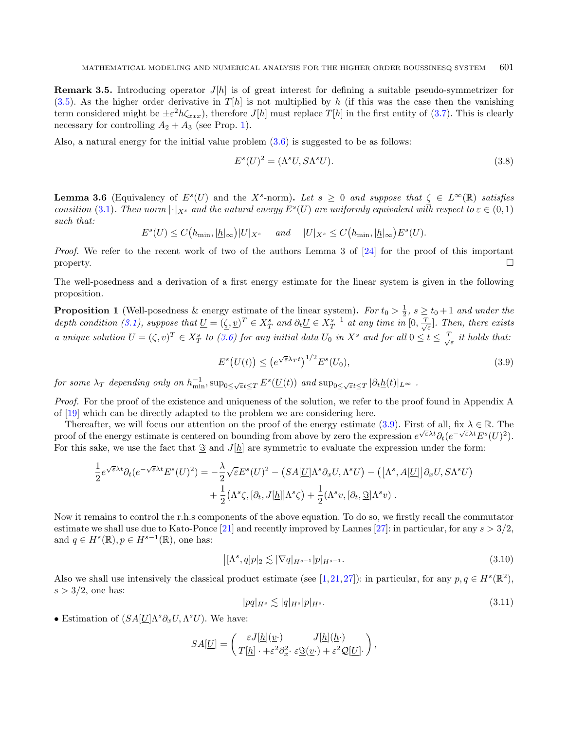**Remark 3.5.** Introducing operator $J[h]$ is of great interest for defining a suitable pseudo-symmetrizer for (3.5). As the higher order derivative in $T[h]$ is not multiplied by $h$ (if this was the case then the vanishing term considered might be $\pm\varepsilon^2 h\zeta_{xxx}$), therefore $J[h]$ must replace $T[h]$ in the first entity of (3.7). This is clearly necessary for controlling $A_2 + A_3$ (see Prop. 1).

Also, a natural energy for the initial value problem (3.6) is suggested to be as follows:

$$E^s(U)^2 = (\Lambda^s U, S\Lambda^s U). \tag{3.8}$$

**Lemma 3.6** (Equivalency of $E^s(U)$ and the $X^s$-norm)**.** *Let $s \geq 0$ and suppose that $\underline{\zeta} \in L^\infty(\mathbb{R})$ satisfies consition (3.1). Then norm $|\cdot|_{X^s}$ and the natural energy $E^s(U)$ are uniformly equivalent with respect to $\varepsilon \in (0,1)$ such that:*

$$E^s(U) \leq C\big(h_{\min}, |\underline{h}|_\infty\big)|U|_{X^s} \quad \text{ and } \quad |U|_{X^s} \leq C\big(h_{\min}, |\underline{h}|_\infty\big)E^s(U).$$

*Proof.* We refer to the recent work of two of the authors Lemma 3 of [24] for the proof of this important property. $\square$

The well-posedness and a derivation of a first energy estimate for the linear system is given in the following proposition.

**Proposition 1** (Well-posedness & energy estimate of the linear system)**.** *For $t_0 > \frac{1}{2}$, $s \geq t_0 + 1$ and under the depth condition (3.1), suppose that $\underline{U} = (\underline{\zeta}, \underline{v})^T \in X^s_T$ and $\partial_t \underline{U} \in X^{s-1}_T$ at any time in $[0, \frac{T}{\sqrt{\varepsilon}}]$. Then, there exists a unique solution $U = (\zeta, v)^T \in X^s_T$ to (3.6) for any initial data $U_0$ in $X^s$ and for all $0 \leq t \leq \frac{T}{\sqrt{\varepsilon}}$ it holds that:*

$$E^s\big(U(t)\big) \leq \big(e^{\sqrt{\varepsilon}\lambda_T t}\big)^{1/2} E^s(U_0), \tag{3.9}$$

*for some $\lambda_T$ depending only on $h_{\min}^{-1}, \sup_{0\leq\sqrt{\varepsilon}t\leq T} E^s(\underline{U}(t))$ and $\sup_{0\leq\sqrt{\varepsilon}t\leq T} |\partial_t \underline{h}(t)|_{L^\infty}$ .*

*Proof.* For the proof of the existence and uniqueness of the solution, we refer to the proof found in Appendix A of [19] which can be directly adapted to the problem we are considering here.

Thereafter, we will focus our attention on the proof of the energy estimate (3.9). First of all, fix $\lambda \in \mathbb{R}$. The proof of the energy estimate is centered on bounding from above by zero the expression $e^{\sqrt{\varepsilon}\lambda t}\partial_t(e^{-\sqrt{\varepsilon}\lambda t}E^s(U)^2)$. For this sake, we use the fact that $\underline{\mathfrak{I}}$ and $J[\underline{h}]$ are symmetric to evaluate the expression under the form:

$$\begin{aligned}\frac{1}{2}e^{\sqrt{\varepsilon}\lambda t}\partial_t(e^{-\sqrt{\varepsilon}\lambda t}E^s(U)^2) = &-\frac{\lambda}{2}\sqrt{\varepsilon}E^s(U)^2 - \big(SA[\underline{U}]\Lambda^s\partial_x U, \Lambda^s U\big) - \big(\big[\Lambda^s, A[\underline{U}]\big]\partial_x U, S\Lambda^s U\big)\\ &+ \frac{1}{2}\big(\Lambda^s\zeta, [\partial_t, J[\underline{h}]]\Lambda^s\zeta\big) + \frac{1}{2}\big(\Lambda^s v, [\partial_t, \underline{\mathfrak{I}}]\Lambda^s v\big)\;.\end{aligned}$$

Now it remains to control the r.h.s components of the above equation. To do so, we firstly recall the commutator estimate we shall use due to Kato-Ponce [21] and recently improved by Lannes [27]: in particular, for any $s > 3/2$, and $q \in H^s(\mathbb{R}), p \in H^{s-1}(\mathbb{R})$, one has:

$$\big|[\Lambda^s, q]p\big|_2 \lesssim |\nabla q|_{H^{s-1}}|p|_{H^{s-1}}. \tag{3.10}$$

Also we shall use intensively the classical product estimate (see [1,21,27]): in particular, for any $p, q \in H^s(\mathbb{R}^2)$, $s > 3/2$, one has:

$$|pq|_{H^s} \lesssim |q|_{H^s}|p|_{H^s}. \tag{3.11}$$

• Estimation of $(SA[\underline{U}]\Lambda^s\partial_x U, \Lambda^s U)$. We have:

$$SA[\underline{U}] = \begin{pmatrix} \varepsilon J[\underline{h}](\underline{v}\cdot) & J[\underline{h}](\underline{h}\cdot) \\ T[\underline{h}]\cdot + \varepsilon^2\partial_x^2\cdot & \varepsilon\underline{\mathfrak{I}}(\underline{v}\cdot) + \varepsilon^2\mathcal{Q}[\underline{U}]\cdot \end{pmatrix},$$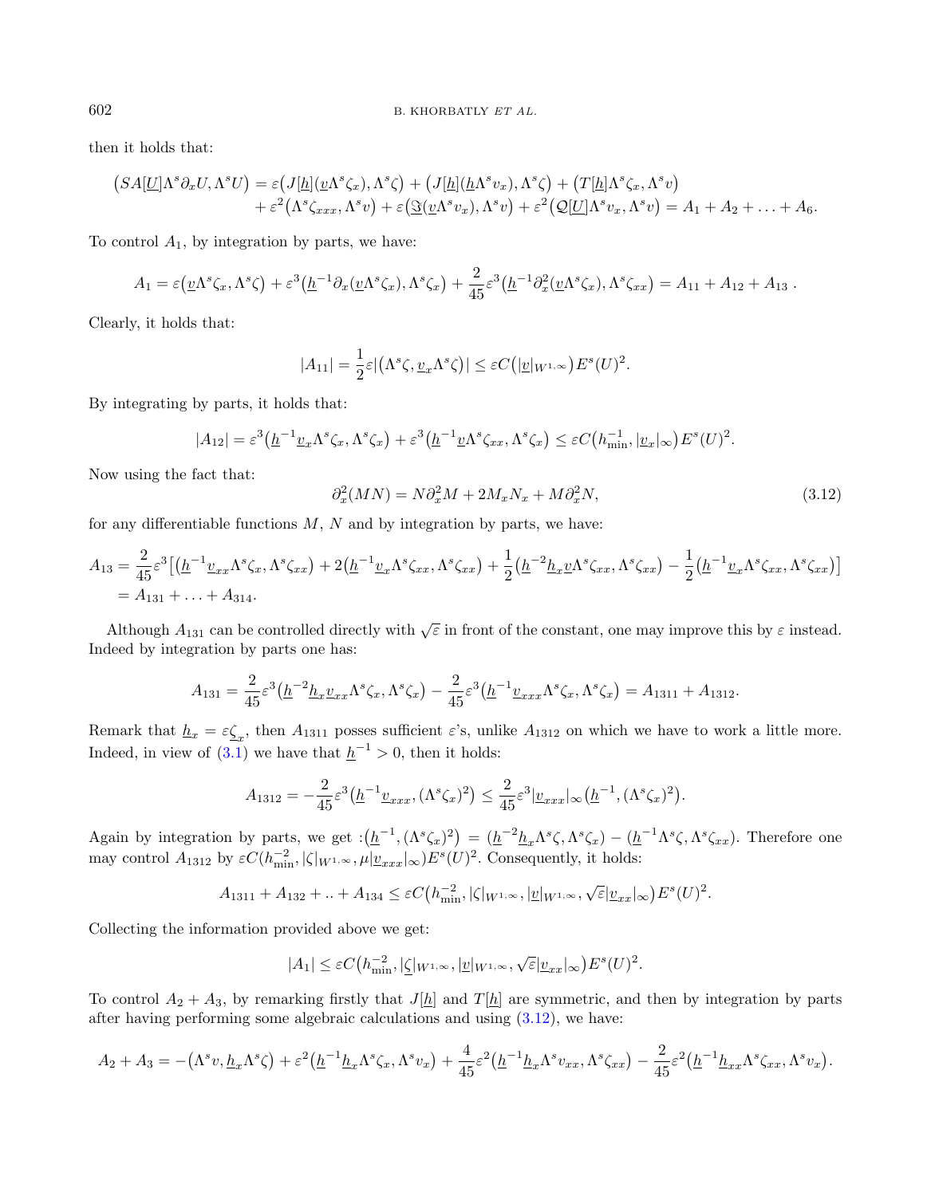then it holds that:

$$\begin{aligned}\big(SA[\underline{U}]\Lambda^s\partial_x U,\Lambda^s U\big) &= \varepsilon\big(J[\underline{h}](\underline{v}\Lambda^s\zeta_x),\Lambda^s\zeta\big)+\big(J[\underline{h}](\underline{h}\Lambda^s v_x),\Lambda^s\zeta\big)+\big(T[\underline{h}]\Lambda^s\zeta_x,\Lambda^s v\big)\\ &\quad+\varepsilon^2\big(\Lambda^s\zeta_{xxx},\Lambda^s v\big)+\varepsilon\big(\Im(\underline{v}\Lambda^s v_x),\Lambda^s v\big)+\varepsilon^2\big(\mathcal{Q}[\underline{U}]\Lambda^s v_x,\Lambda^s v\big)=A_1+A_2+\ldots+A_6.\end{aligned}$$

To control $A_1$, by integration by parts, we have:

$$A_1=\varepsilon\big(\underline{v}\Lambda^s\zeta_x,\Lambda^s\zeta\big)+\varepsilon^3\big(\underline{h}^{-1}\partial_x(\underline{v}\Lambda^s\zeta_x),\Lambda^s\zeta_x\big)+\frac{2}{45}\varepsilon^3\big(\underline{h}^{-1}\partial_x^2(\underline{v}\Lambda^s\zeta_x),\Lambda^s\zeta_{xx}\big)=A_{11}+A_{12}+A_{13}\,.$$

Clearly, it holds that:

$$|A_{11}|=\frac{1}{2}\varepsilon\big|\big(\Lambda^s\zeta,\underline{v}_x\Lambda^s\zeta\big)\big|\leq\varepsilon C\big(|\underline{v}|_{W^{1,\infty}}\big)E^s(U)^2.$$

By integrating by parts, it holds that:

$$|A_{12}|=\varepsilon^3\big(\underline{h}^{-1}\underline{v}_x\Lambda^s\zeta_x,\Lambda^s\zeta_x\big)+\varepsilon^3\big(\underline{h}^{-1}\underline{v}\Lambda^s\zeta_{xx},\Lambda^s\zeta_x\big)\leq\varepsilon C\big(h_{\min}^{-1},|\underline{v}_x|_\infty\big)E^s(U)^2.$$

Now using the fact that:

$$\partial_x^2(MN)=N\partial_x^2M+2M_xN_x+M\partial_x^2N, \tag{3.12}$$

for any differentiable functions $M$, $N$ and by integration by parts, we have:

$$\begin{aligned}A_{13}&=\frac{2}{45}\varepsilon^3\Big[\big(\underline{h}^{-1}\underline{v}_{xx}\Lambda^s\zeta_x,\Lambda^s\zeta_{xx}\big)+2\big(\underline{h}^{-1}\underline{v}_x\Lambda^s\zeta_{xx},\Lambda^s\zeta_{xx}\big)+\frac{1}{2}\big(\underline{h}^{-2}\underline{h}_x\underline{v}\Lambda^s\zeta_{xx},\Lambda^s\zeta_{xx}\big)-\frac{1}{2}\big(\underline{h}^{-1}\underline{v}_x\Lambda^s\zeta_{xx},\Lambda^s\zeta_{xx}\big)\Big]\\ &=A_{131}+\ldots+A_{314}.\end{aligned}$$

Although $A_{131}$ can be controlled directly with $\sqrt{\varepsilon}$ in front of the constant, one may improve this by $\varepsilon$ instead. Indeed by integration by parts one has:

$$A_{131}=\frac{2}{45}\varepsilon^3\big(\underline{h}^{-2}\underline{h}_x\underline{v}_{xx}\Lambda^s\zeta_x,\Lambda^s\zeta_x\big)-\frac{2}{45}\varepsilon^3\big(\underline{h}^{-1}\underline{v}_{xxx}\Lambda^s\zeta_x,\Lambda^s\zeta_x\big)=A_{1311}+A_{1312}.$$

Remark that $\underline{h}_x=\varepsilon\underline{\zeta}_x$, then $A_{1311}$ posses sufficient $\varepsilon$'s, unlike $A_{1312}$ on which we have to work a little more. Indeed, in view of (3.1) we have that $\underline{h}^{-1}>0$, then it holds:

$$A_{1312}=-\frac{2}{45}\varepsilon^3\big(\underline{h}^{-1}\underline{v}_{xxx},(\Lambda^s\zeta_x)^2\big)\leq\frac{2}{45}\varepsilon^3|\underline{v}_{xxx}|_\infty\big(\underline{h}^{-1},(\Lambda^s\zeta_x)^2\big).$$

Again by integration by parts, we get $:\big(\underline{h}^{-1},(\Lambda^s\zeta_x)^2\big)=(\underline{h}^{-2}\underline{h}_x\Lambda^s\zeta,\Lambda^s\zeta_x)-(\underline{h}^{-1}\Lambda^s\zeta,\Lambda^s\zeta_{xx})$. Therefore one may control $A_{1312}$ by $\varepsilon C(h_{\min}^{-2},|\zeta|_{W^{1,\infty}},\mu|\underline{v}_{xxx}|_\infty)E^s(U)^2$. Consequently, it holds:

$$A_{1311}+A_{132}+..+A_{134}\leq\varepsilon C\big(h_{\min}^{-2},|\zeta|_{W^{1,\infty}},|\underline{v}|_{W^{1,\infty}},\sqrt{\varepsilon}|\underline{v}_{xx}|_\infty\big)E^s(U)^2.$$

Collecting the information provided above we get:

$$|A_1|\leq\varepsilon C\big(h_{\min}^{-2},|\underline{\zeta}|_{W^{1,\infty}},|\underline{v}|_{W^{1,\infty}},\sqrt{\varepsilon}|\underline{v}_{xx}|_\infty\big)E^s(U)^2.$$

To control $A_2+A_3$, by remarking firstly that $J[\underline{h}]$ and $T[\underline{h}]$ are symmetric, and then by integration by parts after having performing some algebraic calculations and using (3.12), we have:

$$A_2+A_3=-\big(\Lambda^s v,\underline{h}_x\Lambda^s\zeta\big)+\varepsilon^2\big(\underline{h}^{-1}\underline{h}_x\Lambda^s\zeta_x,\Lambda^s v_x\big)+\frac{4}{45}\varepsilon^2\big(\underline{h}^{-1}\underline{h}_x\Lambda^s v_{xx},\Lambda^s\zeta_{xx}\big)-\frac{2}{45}\varepsilon^2\big(\underline{h}^{-1}\underline{h}_{xx}\Lambda^s\zeta_{xx},\Lambda^s v_x\big).$$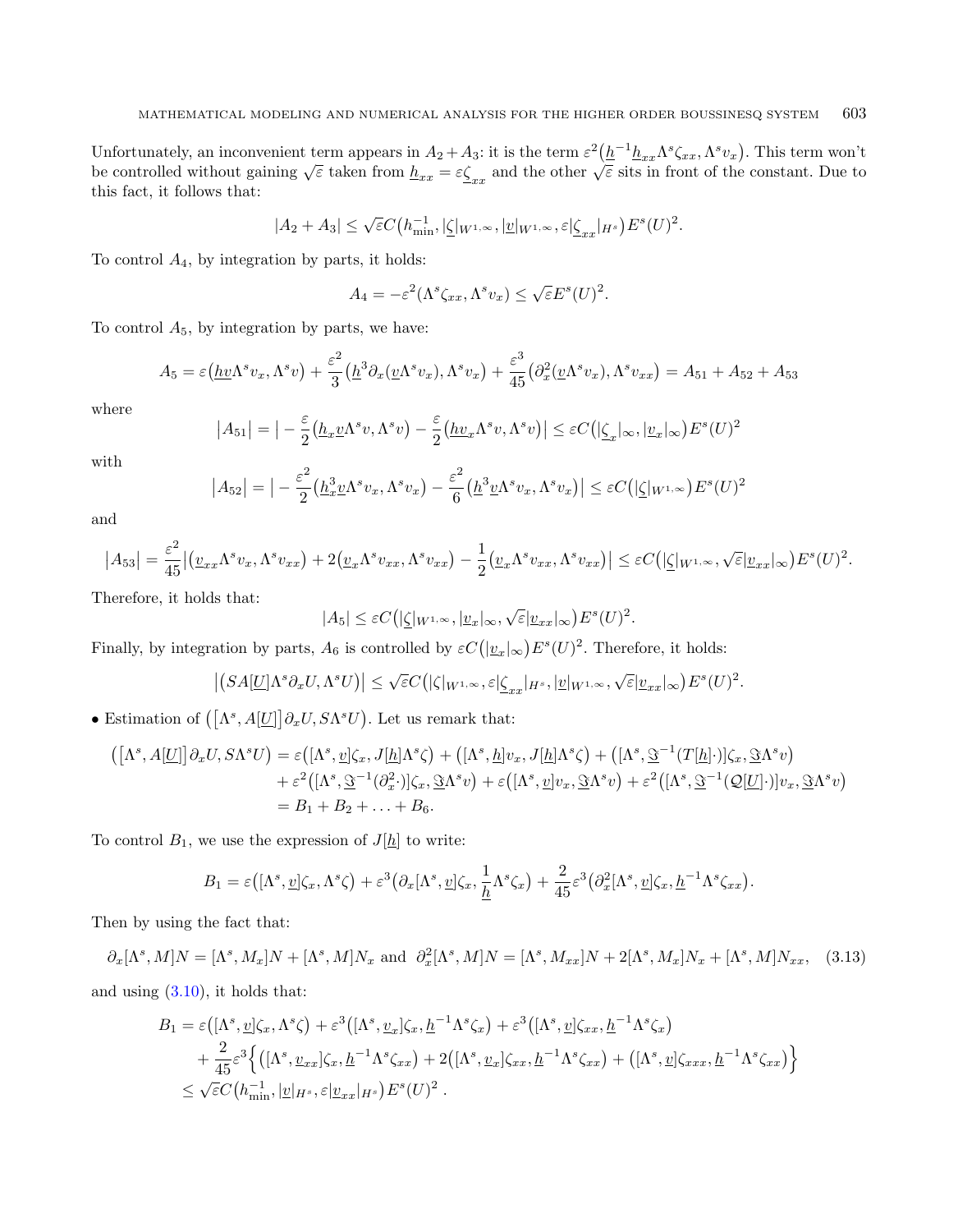Unfortunately, an inconvenient term appears in $A_2 + A_3$: it is the term $\varepsilon^2\big(\underline{h}^{-1}\underline{h}_{xx}\Lambda^s\zeta_{xx}, \Lambda^s v_x\big)$. This term won't be controlled without gaining $\sqrt{\varepsilon}$ taken from $\underline{h}_{xx} = \varepsilon\underline{\zeta}_{xx}$ and the other $\sqrt{\varepsilon}$ sits in front of the constant. Due to this fact, it follows that:

$$|A_2 + A_3| \leq \sqrt{\varepsilon}C\big(h_{\min}^{-1}, |\underline{\zeta}|_{W^{1,\infty}}, |\underline{v}|_{W^{1,\infty}}, \varepsilon|\underline{\zeta}_{xx}|_{H^s}\big)E^s(U)^2.$$

To control $A_4$, by integration by parts, it holds:

$$A_4 = -\varepsilon^2(\Lambda^s\zeta_{xx}, \Lambda^s v_x) \leq \sqrt{\varepsilon}E^s(U)^2.$$

To control $A_5$, by integration by parts, we have:

$$A_5 = \varepsilon\big(\underline{h}\underline{v}\Lambda^s v_x, \Lambda^s v\big) + \frac{\varepsilon^2}{3}\big(\underline{h}^3\partial_x(\underline{v}\Lambda^s v_x), \Lambda^s v_x\big) + \frac{\varepsilon^3}{45}\big(\partial_x^2(\underline{v}\Lambda^s v_x), \Lambda^s v_{xx}\big) = A_{51} + A_{52} + A_{53}$$

where

$$\big|A_{51}\big| = \big| -\frac{\varepsilon}{2}\big(\underline{h}_x\underline{v}\Lambda^s v, \Lambda^s v\big) - \frac{\varepsilon}{2}\big(\underline{h}\underline{v}_x\Lambda^s v, \Lambda^s v\big)\big| \leq \varepsilon C\big(|\underline{\zeta}_x|_\infty, |\underline{v}_x|_\infty\big)E^s(U)^2$$

with

$$\big|A_{52}\big| = \big| -\frac{\varepsilon^2}{2}\big(\underline{h}_x^3\underline{v}\Lambda^s v_x, \Lambda^s v_x\big) - \frac{\varepsilon^2}{6}\big(\underline{h}^3\underline{v}\Lambda^s v_x, \Lambda^s v_x\big)\big| \leq \varepsilon C\big(|\underline{\zeta}|_{W^{1,\infty}}\big)E^s(U)^2$$

and

$$\big|A_{53}\big| = \frac{\varepsilon^2}{45}\big|\big(\underline{v}_{xx}\Lambda^s v_x, \Lambda^s v_{xx}\big) + 2\big(\underline{v}_x\Lambda^s v_{xx}, \Lambda^s v_{xx}\big) - \frac{1}{2}\big(\underline{v}_x\Lambda^s v_{xx}, \Lambda^s v_{xx}\big)\big| \leq \varepsilon C\big(|\underline{\zeta}|_{W^{1,\infty}}, \sqrt{\varepsilon}|\underline{v}_{xx}|_\infty\big)E^s(U)^2.$$

Therefore, it holds that:

$$|A_5| \leq \varepsilon C\big(|\underline{\zeta}|_{W^{1,\infty}}, |\underline{v}_x|_\infty, \sqrt{\varepsilon}|\underline{v}_{xx}|_\infty\big)E^s(U)^2.$$

Finally, by integration by parts, $A_6$ is controlled by $\varepsilon C\big(|\underline{v}_x|_\infty\big)E^s(U)^2$. Therefore, it holds:

$$\big|\big(SA[\underline{U}]\Lambda^s\partial_x U, \Lambda^s U\big)\big| \leq \sqrt{\varepsilon}C\big(|\zeta|_{W^{1,\infty}}, \varepsilon|\underline{\zeta}_{xx}|_{H^s}, |\underline{v}|_{W^{1,\infty}}, \sqrt{\varepsilon}|\underline{v}_{xx}|_\infty\big)E^s(U)^2.$$

• Estimation of $\big(\big[\Lambda^s, A[\underline{U}]\big]\partial_x U, S\Lambda^s U\big)$. Let us remark that:

$$\begin{aligned}
\big(\big[\Lambda^s, A[\underline{U}]\big]\partial_x U, S\Lambda^s U\big) &= \varepsilon\big([\Lambda^s, \underline{v}]\zeta_x, J[\underline{h}]\Lambda^s\zeta\big) + \big([\Lambda^s, \underline{h}]v_x, J[\underline{h}]\Lambda^s\zeta\big) + \big([\Lambda^s, \underline{\mathfrak{T}}^{-1}(T[\underline{h}]\cdot)]\zeta_x, \underline{\mathfrak{T}}\Lambda^s v\big) \\
&\quad + \varepsilon^2\big([\Lambda^s, \underline{\mathfrak{T}}^{-1}(\partial_x^2\cdot)]\zeta_x, \underline{\mathfrak{T}}\Lambda^s v\big) + \varepsilon\big([\Lambda^s, \underline{v}]v_x, \underline{\mathfrak{T}}\Lambda^s v\big) + \varepsilon^2\big([\Lambda^s, \underline{\mathfrak{T}}^{-1}(\mathcal{Q}[\underline{U}]\cdot)]v_x, \underline{\mathfrak{T}}\Lambda^s v\big) \\
&= B_1 + B_2 + \ldots + B_6.
\end{aligned}$$

To control $B_1$, we use the expression of $J[\underline{h}]$ to write:

$$B_1 = \varepsilon\big([\Lambda^s, \underline{v}]\zeta_x, \Lambda^s\zeta\big) + \varepsilon^3\big(\partial_x[\Lambda^s, \underline{v}]\zeta_x, \frac{1}{\underline{h}}\Lambda^s\zeta_x\big) + \frac{2}{45}\varepsilon^3\big(\partial_x^2[\Lambda^s, \underline{v}]\zeta_x, \underline{h}^{-1}\Lambda^s\zeta_{xx}\big).$$

Then by using the fact that:

$$\partial_x[\Lambda^s, M]N = [\Lambda^s, M_x]N + [\Lambda^s, M]N_x \text{ and } \partial_x^2[\Lambda^s, M]N = [\Lambda^s, M_{xx}]N + 2[\Lambda^s, M_x]N_x + [\Lambda^s, M]N_{xx}, \quad (3.13)$$

and using (3.10), it holds that:

$$\begin{aligned}
B_1 &= \varepsilon\big([\Lambda^s, \underline{v}]\zeta_x, \Lambda^s\zeta\big) + \varepsilon^3\big([\Lambda^s, \underline{v}_x]\zeta_x, \underline{h}^{-1}\Lambda^s\zeta_x\big) + \varepsilon^3\big([\Lambda^s, \underline{v}]\zeta_{xx}, \underline{h}^{-1}\Lambda^s\zeta_x\big) \\
&\quad + \frac{2}{45}\varepsilon^3\Big\{\big([\Lambda^s, \underline{v}_{xx}]\zeta_x, \underline{h}^{-1}\Lambda^s\zeta_{xx}\big) + 2\big([\Lambda^s, \underline{v}_x]\zeta_{xx}, \underline{h}^{-1}\Lambda^s\zeta_{xx}\big) + \big([\Lambda^s, \underline{v}]\zeta_{xxx}, \underline{h}^{-1}\Lambda^s\zeta_{xx}\big)\Big\} \\
&\leq \sqrt{\varepsilon}C\big(h_{\min}^{-1}, |\underline{v}|_{H^s}, \varepsilon|\underline{v}_{xx}|_{H^s}\big)E^s(U)^2\ .
\end{aligned}$$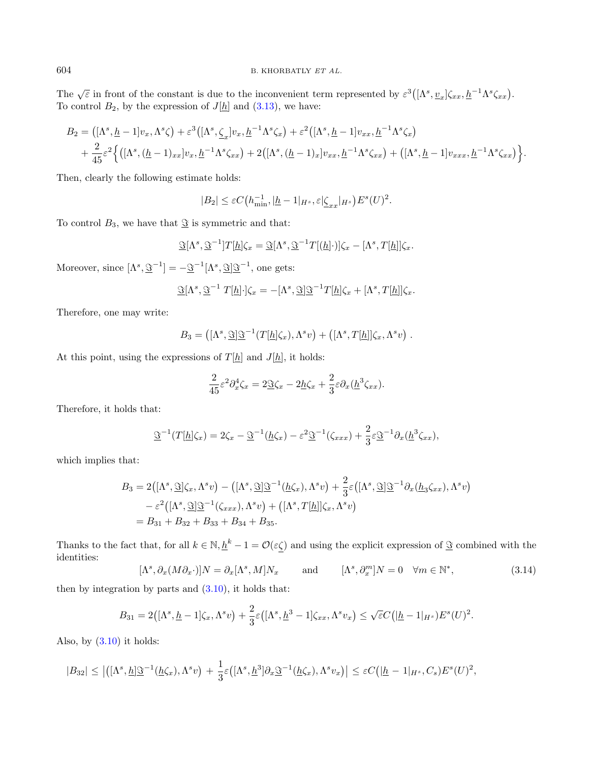The $\sqrt{\varepsilon}$ in front of the constant is due to the inconvenient term represented by $\varepsilon^3\big([\Lambda^s, \underline{v}_x]\zeta_{xx}, \underline{h}^{-1}\Lambda^s\zeta_{xx}\big)$. To control $B_2$, by the expression of $J[\underline{h}]$ and (3.13), we have:

$$
\begin{aligned}
B_2 &= \big([\Lambda^s, \underline{h}-1]v_x, \Lambda^s\zeta\big) + \varepsilon^3\big([\Lambda^s, \underline{\zeta}_x]v_x, \underline{h}^{-1}\Lambda^s\zeta_x\big) + \varepsilon^2\big([\Lambda^s, \underline{h}-1]v_{xx}, \underline{h}^{-1}\Lambda^s\zeta_x\big)\\
&+ \frac{2}{45}\varepsilon^2\Big\{\big([\Lambda^s, (\underline{h}-1)_{xx}]v_x, \underline{h}^{-1}\Lambda^s\zeta_{xx}\big) + 2\big([\Lambda^s, (\underline{h}-1)_x]v_{xx}, \underline{h}^{-1}\Lambda^s\zeta_{xx}\big) + \big([\Lambda^s, \underline{h}-1]v_{xxx}, \underline{h}^{-1}\Lambda^s\zeta_{xx}\big)\Big\}.
\end{aligned}
$$

Then, clearly the following estimate holds:

$$
|B_2| \leq \varepsilon C\big(h_{\min}^{-1}, |\underline{h}-1|_{H^s}, \varepsilon|\underline{\zeta}_{xx}|_{H^s}\big)E^s(U)^2.
$$

To control $B_3$, we have that $\underline{\mathfrak{I}}$ is symmetric and that:

$$
\underline{\mathfrak{I}}[\Lambda^s, \underline{\mathfrak{I}}^{-1}]T[\underline{h}]\zeta_x = \underline{\mathfrak{I}}[\Lambda^s, \underline{\mathfrak{I}}^{-1}T[(\underline{h})\cdot)]\zeta_x - [\Lambda^s, T[\underline{h}]]\zeta_x.
$$

Moreover, since $[\Lambda^s, \underline{\mathfrak{I}}^{-1}] = -\underline{\mathfrak{I}}^{-1}[\Lambda^s, \underline{\mathfrak{I}}]\underline{\mathfrak{I}}^{-1}$, one gets:

$$
\underline{\mathfrak{I}}[\Lambda^s, \underline{\mathfrak{I}}^{-1}\ T[\underline{h}]\cdot]\zeta_x = -[\Lambda^s, \underline{\mathfrak{I}}]\underline{\mathfrak{I}}^{-1}T[\underline{h}]\zeta_x + [\Lambda^s, T[\underline{h}]]\zeta_x.
$$

Therefore, one may write:

$$
B_3 = \big([\Lambda^s, \underline{\mathfrak{I}}]\underline{\mathfrak{I}}^{-1}(T[\underline{h}]\zeta_x), \Lambda^s v\big) + \big([\Lambda^s, T[\underline{h}]]\zeta_x, \Lambda^s v\big)\ .
$$

At this point, using the expressions of $T[\underline{h}]$ and $J[\underline{h}]$, it holds:

$$
\frac{2}{45}\varepsilon^2\partial_x^4\zeta_x = 2\underline{\mathfrak{I}}\zeta_x - 2\underline{h}\zeta_x + \frac{2}{3}\varepsilon\partial_x(\underline{h}^3\zeta_{xx}).
$$

Therefore, it holds that:

$$
\underline{\mathfrak{I}}^{-1}(T[\underline{h}]\zeta_x) = 2\zeta_x - \underline{\mathfrak{I}}^{-1}(\underline{h}\zeta_x) - \varepsilon^2\underline{\mathfrak{I}}^{-1}(\zeta_{xxx}) + \frac{2}{3}\varepsilon\underline{\mathfrak{I}}^{-1}\partial_x(\underline{h}^3\zeta_{xx}),
$$

which implies that:

$$
\begin{aligned}
B_3 &= 2\big([\Lambda^s, \underline{\mathfrak{I}}]\zeta_x, \Lambda^s v\big) - \big([\Lambda^s, \underline{\mathfrak{I}}]\underline{\mathfrak{I}}^{-1}(\underline{h}\zeta_x), \Lambda^s v\big) + \frac{2}{3}\varepsilon\big([\Lambda^s, \underline{\mathfrak{I}}]\underline{\mathfrak{I}}^{-1}\partial_x(\underline{h}_3\zeta_{xx}), \Lambda^s v\big)\\
&\quad - \varepsilon^2\big([\Lambda^s, \underline{\mathfrak{I}}]\underline{\mathfrak{I}}^{-1}(\zeta_{xxx}), \Lambda^s v\big) + \big([\Lambda^s, T[\underline{h}]]\zeta_x, \Lambda^s v\big)\\
&= B_{31} + B_{32} + B_{33} + B_{34} + B_{35}.
\end{aligned}
$$

Thanks to the fact that, for all $k \in \mathbb{N}$, $\underline{h}^k - 1 = \mathcal{O}(\varepsilon\underline{\zeta})$ and using the explicit expression of $\underline{\mathfrak{I}}$ combined with the identities:

$$
[\Lambda^s, \partial_x(M\partial_x\cdot)]N = \partial_x[\Lambda^s, M]N_x \qquad \text{and} \qquad [\Lambda^s, \partial_x^m]N = 0 \quad \forall m \in \mathbb{N}^*, \tag{3.14}
$$

then by integration by parts and (3.10), it holds that:

$$
B_{31} = 2\big([\Lambda^s, \underline{h}-1]\zeta_x, \Lambda^s v\big) + \frac{2}{3}\varepsilon\big([\Lambda^s, \underline{h}^3-1]\zeta_{xx}, \Lambda^s v_x\big) \leq \sqrt{\varepsilon}C\big(|\underline{h}-1|_{H^s}\big)E^s(U)^2.
$$

Also, by (3.10) it holds:

$$
|B_{32}| \leq \big|\big([\Lambda^s, \underline{h}]\underline{\mathfrak{I}}^{-1}(\underline{h}\zeta_x), \Lambda^s v\big) + \frac{1}{3}\varepsilon\big([\Lambda^s, \underline{h}^3]\partial_x\underline{\mathfrak{I}}^{-1}(\underline{h}\zeta_x), \Lambda^s v_x\big)\big| \leq \varepsilon C\big(|\underline{h}-1|_{H^s}, C_s\big)E^s(U)^2,
$$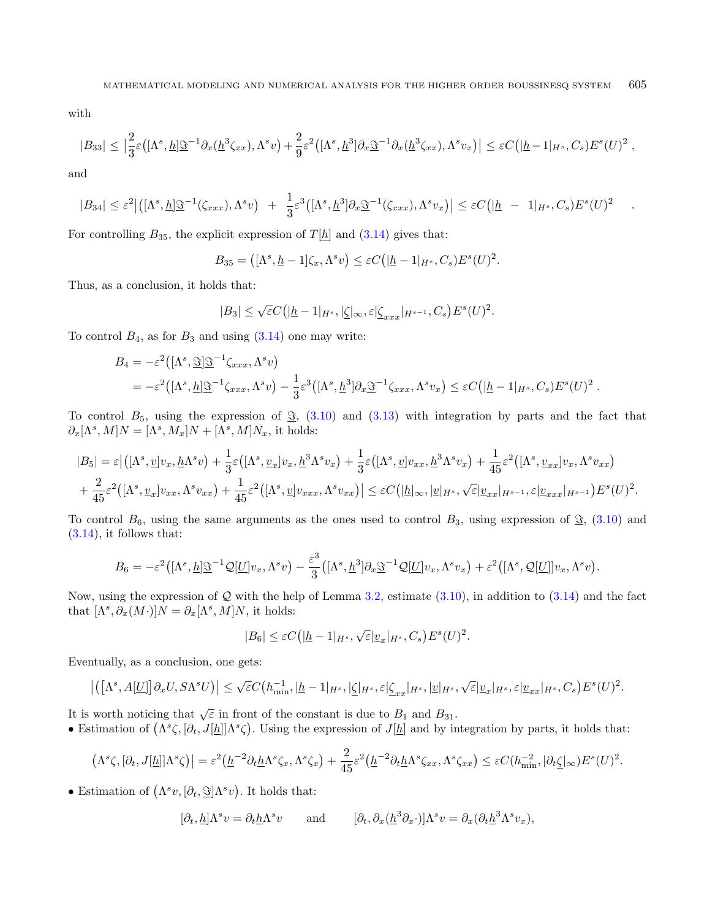with

$$|B_{33}| \leq \Big|\frac{2}{3}\varepsilon\big([\Lambda^s, \underline{h}]\mathfrak{T}^{-1}\partial_x(\underline{h}^3\zeta_{xx}), \Lambda^s v\big) + \frac{2}{9}\varepsilon^2\big([\Lambda^s, \underline{h}^3]\partial_x\mathfrak{T}^{-1}\partial_x(\underline{h}^3\zeta_{xx}), \Lambda^s v_x\big)\Big| \leq \varepsilon C\big(|\underline{h}-1|_{H^s}, C_s\big)E^s(U)^2\,,$$

and

$$|B_{34}| \leq \varepsilon^2\big|\big([\Lambda^s, \underline{h}]\mathfrak{T}^{-1}(\zeta_{xxx}), \Lambda^s v\big) \;+\; \frac{1}{3}\varepsilon^3\big([\Lambda^s, \underline{h}^3]\partial_x\mathfrak{T}^{-1}(\zeta_{xxx}), \Lambda^s v_x\big)\big| \leq \varepsilon C\big(|\underline{h} \;-\; 1|_{H^s}, C_s\big)E^s(U)^2 \quad .$$

For controlling $B_{35}$, the explicit expression of $T[\underline{h}]$ and (3.14) gives that:

$$B_{35} = \big([\Lambda^s, \underline{h}-1]\zeta_x, \Lambda^s v\big) \leq \varepsilon C\big(|\underline{h}-1|_{H^s}, C_s\big)E^s(U)^2.$$

Thus, as a conclusion, it holds that:

$$|B_3| \leq \sqrt{\varepsilon}C\big(|\underline{h}-1|_{H^s}, |\underline{\zeta}|_\infty, \varepsilon|\underline{\zeta}_{xxx}|_{H^{s-1}}, C_s\big)E^s(U)^2.$$

To control $B_4$, as for $B_3$ and using (3.14) one may write:

$$\begin{aligned}
B_4 &= -\varepsilon^2\big([\Lambda^s, \mathfrak{T}]\mathfrak{T}^{-1}\zeta_{xxx}, \Lambda^s v\big) \\
&= -\varepsilon^2\big([\Lambda^s, \underline{h}]\mathfrak{T}^{-1}\zeta_{xxx}, \Lambda^s v\big) - \frac{1}{3}\varepsilon^3\big([\Lambda^s, \underline{h}^3]\partial_x\mathfrak{T}^{-1}\zeta_{xxx}, \Lambda^s v_x\big) \leq \varepsilon C\big(|\underline{h}-1|_{H^s}, C_s\big)E^s(U)^2\,.
\end{aligned}$$

To control $B_5$, using the expression of $\mathfrak{T}$, (3.10) and (3.13) with integration by parts and the fact that $\partial_x[\Lambda^s, M]N = [\Lambda^s, M_x]N + [\Lambda^s, M]N_x$, it holds:

$$\begin{aligned}
|B_5| &= \varepsilon\big|\big([\Lambda^s, \underline{v}]v_x, \underline{h}\Lambda^s v\big) + \frac{1}{3}\varepsilon\big([\Lambda^s, \underline{v}_x]v_x, \underline{h}^3\Lambda^s v_x\big) + \frac{1}{3}\varepsilon\big([\Lambda^s, \underline{v}]v_{xx}, \underline{h}^3\Lambda^s v_x\big) + \frac{1}{45}\varepsilon^2\big([\Lambda^s, \underline{v}_{xx}]v_x, \Lambda^s v_{xx}\big) \\
&+ \frac{2}{45}\varepsilon^2\big([\Lambda^s, \underline{v}_x]v_{xx}, \Lambda^s v_{xx}\big) + \frac{1}{45}\varepsilon^2\big([\Lambda^s, \underline{v}]v_{xxx}, \Lambda^s v_{xx}\big)\big| \leq \varepsilon C\big(|\underline{h}|_\infty, |\underline{v}|_{H^s}, \sqrt{\varepsilon}|\underline{v}_{xx}|_{H^{s-1}}, \varepsilon|\underline{v}_{xxx}|_{H^{s-1}}\big)E^s(U)^2.
\end{aligned}$$

To control $B_6$, using the same arguments as the ones used to control $B_3$, using expression of $\mathfrak{T}$, (3.10) and (3.14), it follows that:

$$B_6 = -\varepsilon^2\big([\Lambda^s, \underline{h}]\mathfrak{T}^{-1}\mathcal{Q}[\underline{U}]v_x, \Lambda^s v\big) - \frac{\varepsilon^3}{3}\big([\Lambda^s, \underline{h}^3]\partial_x\mathfrak{T}^{-1}\mathcal{Q}[\underline{U}]v_x, \Lambda^s v_x\big) + \varepsilon^2\big([\Lambda^s, \mathcal{Q}[\underline{U}]]v_x, \Lambda^s v\big).$$

Now, using the expression of $\mathcal{Q}$ with the help of Lemma 3.2, estimate (3.10), in addition to (3.14) and the fact that $[\Lambda^s, \partial_x(M\cdot)]N = \partial_x[\Lambda^s, M]N$, it holds:

$$|B_6| \leq \varepsilon C\big(|\underline{h}-1|_{H^s}, \sqrt{\varepsilon}|\underline{v}_x|_{H^s}, C_s\big)E^s(U)^2.$$

Eventually, as a conclusion, one gets:

$$\big|\big(\big[\Lambda^s, A[\underline{U}]\big]\partial_x U, S\Lambda^s U\big)\big| \leq \sqrt{\varepsilon}C\big(h_{\min}^{-1}, |\underline{h}-1|_{H^s}, |\underline{\zeta}|_{H^s}, \varepsilon|\underline{\zeta}_{xx}|_{H^s}, |\underline{v}|_{H^s}, \sqrt{\varepsilon}|\underline{v}_x|_{H^s}, \varepsilon|\underline{v}_{xx}|_{H^s}, C_s\big)E^s(U)^2.$$

It is worth noticing that $\sqrt{\varepsilon}$ in front of the constant is due to $B_1$ and $B_{31}$.

- Estimation of $\big(\Lambda^s\zeta, [\partial_t, J[\underline{h}]]\Lambda^s\zeta\big)$. Using the expression of $J[\underline{h}]$ and by integration by parts, it holds that:

$$\big(\Lambda^s\zeta, [\partial_t, J[\underline{h}]]\Lambda^s\zeta\big)\big| = \varepsilon^2\big(\underline{h}^{-2}\partial_t\underline{h}\Lambda^s\zeta_x, \Lambda^s\zeta_x\big) + \frac{2}{45}\varepsilon^2\big(\underline{h}^{-2}\partial_t\underline{h}\Lambda^s\zeta_{xx}, \Lambda^s\zeta_{xx}\big) \leq \varepsilon C(h_{\min}^{-2}, |\partial_t\underline{\zeta}|_\infty)E^s(U)^2.$$

- Estimation of $\big(\Lambda^s v, [\partial_t, \mathfrak{T}]\Lambda^s v\big)$. It holds that:

$$[\partial_t, \underline{h}]\Lambda^s v = \partial_t\underline{h}\Lambda^s v \qquad \text{and} \qquad [\partial_t, \partial_x(\underline{h}^3\partial_x\cdot)]\Lambda^s v = \partial_x(\partial_t\underline{h}^3\Lambda^s v_x),$$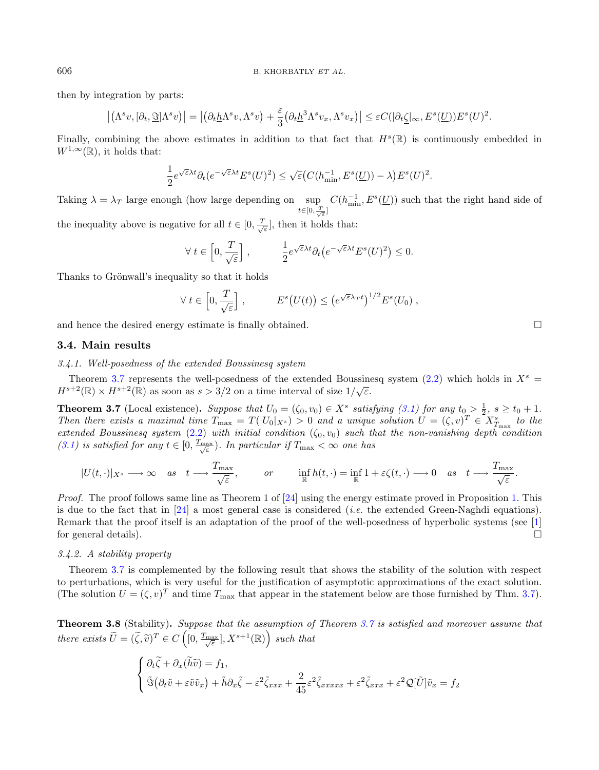then by integration by parts:

$$\left|\left(\Lambda^s v,[\partial_t,\underline{\Im}]\Lambda^s v\right)\right| = \left|\left(\partial_t \underline{h}\Lambda^s v,\Lambda^s v\right) + \frac{\varepsilon}{3}\left(\partial_t \underline{h}^3 \Lambda^s v_x,\Lambda^s v_x\right)\right| \leq \varepsilon C(|\partial_t \underline{\zeta}|_\infty, E^s(\underline{U}))E^s(U)^2.$$

Finally, combining the above estimates in addition to that fact that $H^s(\mathbb{R})$ is continuously embedded in $W^{1,\infty}(\mathbb{R})$, it holds that:

$$\frac{1}{2}e^{\sqrt{\varepsilon}\lambda t}\partial_t\left(e^{-\sqrt{\varepsilon}\lambda t}E^s(U)^2\right) \leq \sqrt{\varepsilon}\left(C(h_{\min}^{-1},E^s(\underline{U})) - \lambda\right)E^s(U)^2.$$

Taking $\lambda = \lambda_T$ large enough (how large depending on $\sup\limits_{t\in[0,\frac{T}{\sqrt{\varepsilon}}]} C(h_{\min}^{-1},E^s(\underline{U}))$ such that the right hand side of the inequality above is negative for all $t \in [0,\frac{T}{\sqrt{\varepsilon}}]$, then it holds that:

$$\forall\, t \in \left[0,\frac{T}{\sqrt{\varepsilon}}\right], \qquad \frac{1}{2}e^{\sqrt{\varepsilon}\lambda t}\partial_t\left(e^{-\sqrt{\varepsilon}\lambda t}E^s(U)^2\right) \leq 0.$$

Thanks to Grönwall's inequality so that it holds

$$\forall\, t \in \left[0,\frac{T}{\sqrt{\varepsilon}}\right], \qquad E^s\big(U(t)\big) \leq \left(e^{\sqrt{\varepsilon}\lambda_T t}\right)^{1/2}E^s(U_0),$$

and hence the desired energy estimate is finally obtained. □

### 3.4. Main results

#### 3.4.1. Well-posedness of the extended Boussinesq system

Theorem 3.7 represents the well-posedness of the extended Boussinesq system (2.2) which holds in $X^s = H^{s+2}(\mathbb{R}) \times H^{s+2}(\mathbb{R})$ as soon as $s > 3/2$ on a time interval of size $1/\sqrt{\varepsilon}$.

**Theorem 3.7** (Local existence). *Suppose that $U_0 = (\zeta_0, v_0) \in X^s$ satisfying (3.1) for any $t_0 > \frac{1}{2}$, $s \geq t_0 + 1$. Then there exists a maximal time $T_{\max} = T(|U_0|_{X^s}) > 0$ and a unique solution $U = (\zeta, v)^T \in X^s_{T_{\max}}$ to the extended Boussinesq system (2.2) with initial condition $(\zeta_0, v_0)$ such that the non-vanishing depth condition (3.1) is satisfied for any $t \in [0, \frac{T_{\max}}{\sqrt{\varepsilon}})$. In particular if $T_{\max} < \infty$ one has*

$$|U(t,\cdot)|_{X^s} \longrightarrow \infty \quad \text{as} \quad t \longrightarrow \frac{T_{\max}}{\sqrt{\varepsilon}}, \qquad \text{or} \qquad \inf_{\mathbb{R}} h(t,\cdot) = \inf_{\mathbb{R}} 1 + \varepsilon\zeta(t,\cdot) \longrightarrow 0 \quad \text{as} \quad t \longrightarrow \frac{T_{\max}}{\sqrt{\varepsilon}}.$$

*Proof.* The proof follows same line as Theorem 1 of [24] using the energy estimate proved in Proposition 1. This is due to the fact that in [24] a most general case is considered (*i.e.* the extended Green-Naghdi equations). Remark that the proof itself is an adaptation of the proof of the well-posedness of hyperbolic systems (see [1] for general details). □

#### 3.4.2. A stability property

Theorem 3.7 is complemented by the following result that shows the stability of the solution with respect to perturbations, which is very useful for the justification of asymptotic approximations of the exact solution. (The solution $U = (\zeta, v)^T$ and time $T_{\max}$ that appear in the statement below are those furnished by Thm. 3.7).

**Theorem 3.8** (Stability)**.** *Suppose that the assumption of Theorem 3.7 is satisfied and moreover assume that there exists $\widetilde{U} = (\widetilde{\zeta}, \widetilde{v})^T \in C\left([0, \frac{T_{\max}}{\sqrt{\varepsilon}}], X^{s+1}(\mathbb{R})\right)$ such that*

$$\begin{cases} \partial_t\widetilde{\zeta} + \partial_x(\widetilde{h}\widetilde{v}) = f_1, \\ \tilde{\Im}\left(\partial_t\tilde{v} + \varepsilon\tilde{v}\tilde{v}_x\right) + \tilde{h}\partial_x\tilde{\zeta} - \varepsilon^2\tilde{\zeta}_{xxx} + \dfrac{2}{45}\varepsilon^2\tilde{\zeta}_{xxxxx} + \varepsilon^2\tilde{\zeta}_{xxx} + \varepsilon^2\mathcal{Q}[\tilde{U}]\tilde{v}_x = f_2 \end{cases}$$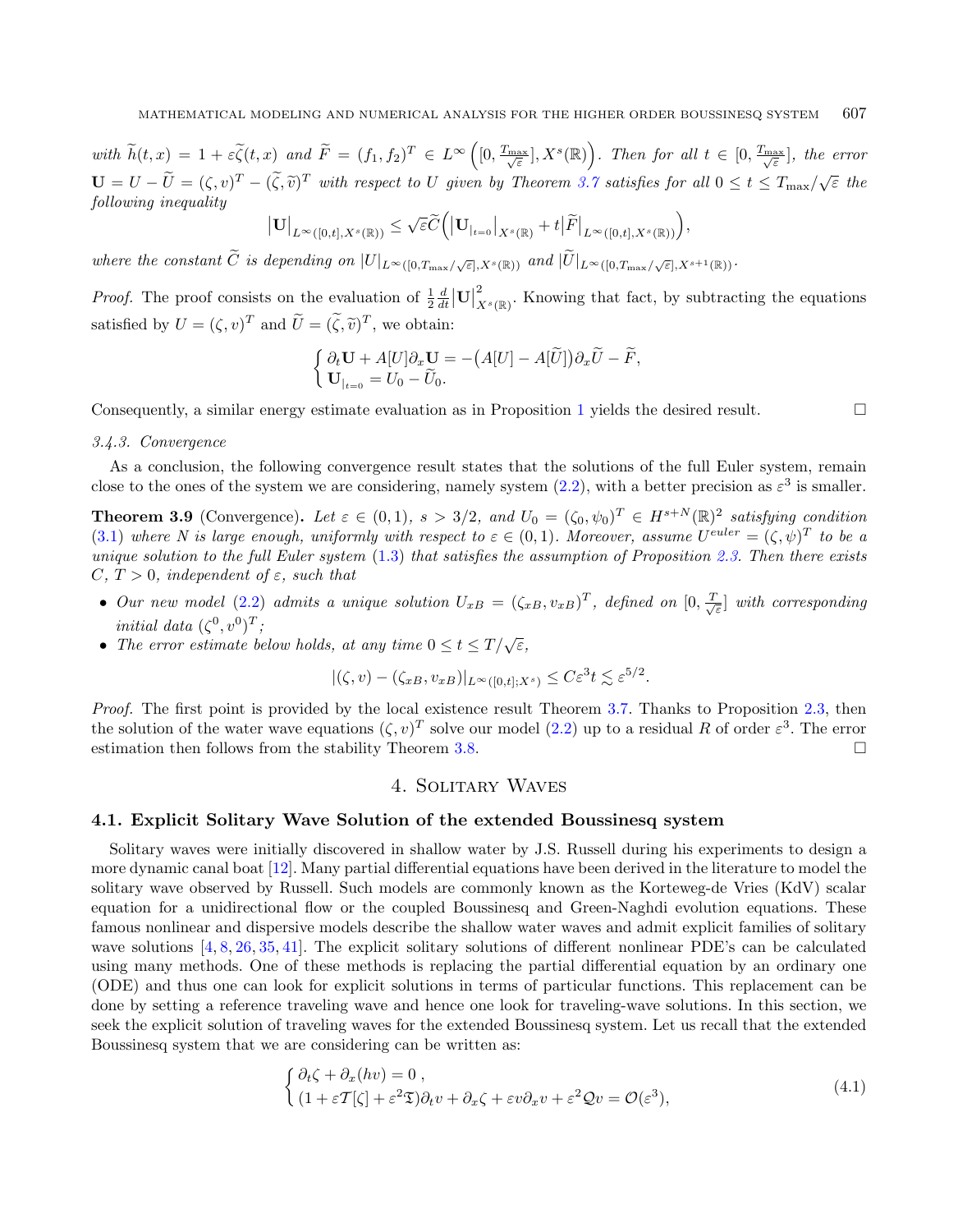*with* $\widetilde{h}(t,x) = 1 + \varepsilon\widetilde{\zeta}(t,x)$ *and* $\widetilde{F} = (f_1, f_2)^T \in L^\infty\Big([0, \frac{T_{\max}}{\sqrt{\varepsilon}}], X^s(\mathbb{R})\Big)$. *Then for all* $t \in [0, \frac{T_{\max}}{\sqrt{\varepsilon}}]$, *the error* $\mathbf{U} = U - \widetilde{U} = (\zeta, v)^T - (\widetilde{\zeta}, \widetilde{v})^T$ *with respect to* $U$ *given by Theorem 3.7 satisfies for all* $0 \leq t \leq T_{\max}/\sqrt{\varepsilon}$ *the following inequality*

$$\big|\mathbf{U}\big|_{L^\infty([0,t],X^s(\mathbb{R}))} \leq \sqrt{\varepsilon}\widetilde{C}\Big(\big|\mathbf{U}_{|_{t=0}}\big|_{X^s(\mathbb{R})} + t\big|\widetilde{F}\big|_{L^\infty([0,t],X^s(\mathbb{R}))}\Big),$$

*where the constant* $\widetilde{C}$ *is depending on* $|U|_{L^\infty([0,T_{\max}/\sqrt{\varepsilon}],X^s(\mathbb{R}))}$ *and* $|\widetilde{U}|_{L^\infty([0,T_{\max}/\sqrt{\varepsilon}],X^{s+1}(\mathbb{R}))}$.

*Proof.* The proof consists on the evaluation of $\frac{1}{2}\frac{d}{dt}\big|\mathbf{U}\big|^2_{X^s(\mathbb{R})}$. Knowing that fact, by subtracting the equations satisfied by $U = (\zeta, v)^T$ and $\widetilde{U} = (\widetilde{\zeta}, \widetilde{v})^T$, we obtain:

$$\begin{cases} \partial_t \mathbf{U} + A[U]\partial_x \mathbf{U} = -\big(A[U] - A[\widetilde{U}]\big)\partial_x \widetilde{U} - \widetilde{F}, \\ \mathbf{U}_{|_{t=0}} = U_0 - \widetilde{U}_0. \end{cases}$$

Consequently, a similar energy estimate evaluation as in Proposition 1 yields the desired result. $\square$

*3.4.3. Convergence*

As a conclusion, the following convergence result states that the solutions of the full Euler system, remain close to the ones of the system we are considering, namely system (2.2), with a better precision as $\varepsilon^3$ is smaller.

**Theorem 3.9** (Convergence)**.** *Let* $\varepsilon \in (0,1)$, $s > 3/2$, *and* $U_0 = (\zeta_0, \psi_0)^T \in H^{s+N}(\mathbb{R})^2$ *satisfying condition* (3.1) *where* $N$ *is large enough, uniformly with respect to* $\varepsilon \in (0,1)$. *Moreover, assume* $U^{euler} = (\zeta, \psi)^T$ *to be a unique solution to the full Euler system* (1.3) *that satisfies the assumption of Proposition 2.3. Then there exists* $C$, $T > 0$, *independent of* $\varepsilon$, *such that*

- *Our new model* (2.2) *admits a unique solution* $U_{xB} = (\zeta_{xB}, v_{xB})^T$, *defined on* $[0, \frac{T}{\sqrt{\varepsilon}}]$ *with corresponding initial data* $(\zeta^0, v^0)^T$;
- *The error estimate below holds, at any time* $0 \leq t \leq T/\sqrt{\varepsilon}$,

$$|(\zeta, v) - (\zeta_{xB}, v_{xB})|_{L^\infty([0,t];X^s)} \leq C\varepsilon^3 t \lesssim \varepsilon^{5/2}.$$

*Proof.* The first point is provided by the local existence result Theorem 3.7. Thanks to Proposition 2.3, then the solution of the water wave equations $(\zeta, v)^T$ solve our model (2.2) up to a residual $R$ of order $\varepsilon^3$. The error estimation then follows from the stability Theorem 3.8. $\square$

## 4. Solitary Waves

### 4.1. Explicit Solitary Wave Solution of the extended Boussinesq system

Solitary waves were initially discovered in shallow water by J.S. Russell during his experiments to design a more dynamic canal boat [12]. Many partial differential equations have been derived in the literature to model the solitary wave observed by Russell. Such models are commonly known as the Korteweg-de Vries (KdV) scalar equation for a unidirectional flow or the coupled Boussinesq and Green-Naghdi evolution equations. These famous nonlinear and dispersive models describe the shallow water waves and admit explicit families of solitary wave solutions [4, 8, 26, 35, 41]. The explicit solitary solutions of different nonlinear PDE's can be calculated using many methods. One of these methods is replacing the partial differential equation by an ordinary one (ODE) and thus one can look for explicit solutions in terms of particular functions. This replacement can be done by setting a reference traveling wave and hence one look for traveling-wave solutions. In this section, we seek the explicit solution of traveling waves for the extended Boussinesq system. Let us recall that the extended Boussinesq system that we are considering can be written as:

$$\begin{cases} \partial_t \zeta + \partial_x(hv) = 0\,, \\ (1 + \varepsilon\mathcal{T}[\zeta] + \varepsilon^2\mathfrak{T})\partial_t v + \partial_x \zeta + \varepsilon v \partial_x v + \varepsilon^2 \mathcal{Q} v = \mathcal{O}(\varepsilon^3), \end{cases} \tag{4.1}$$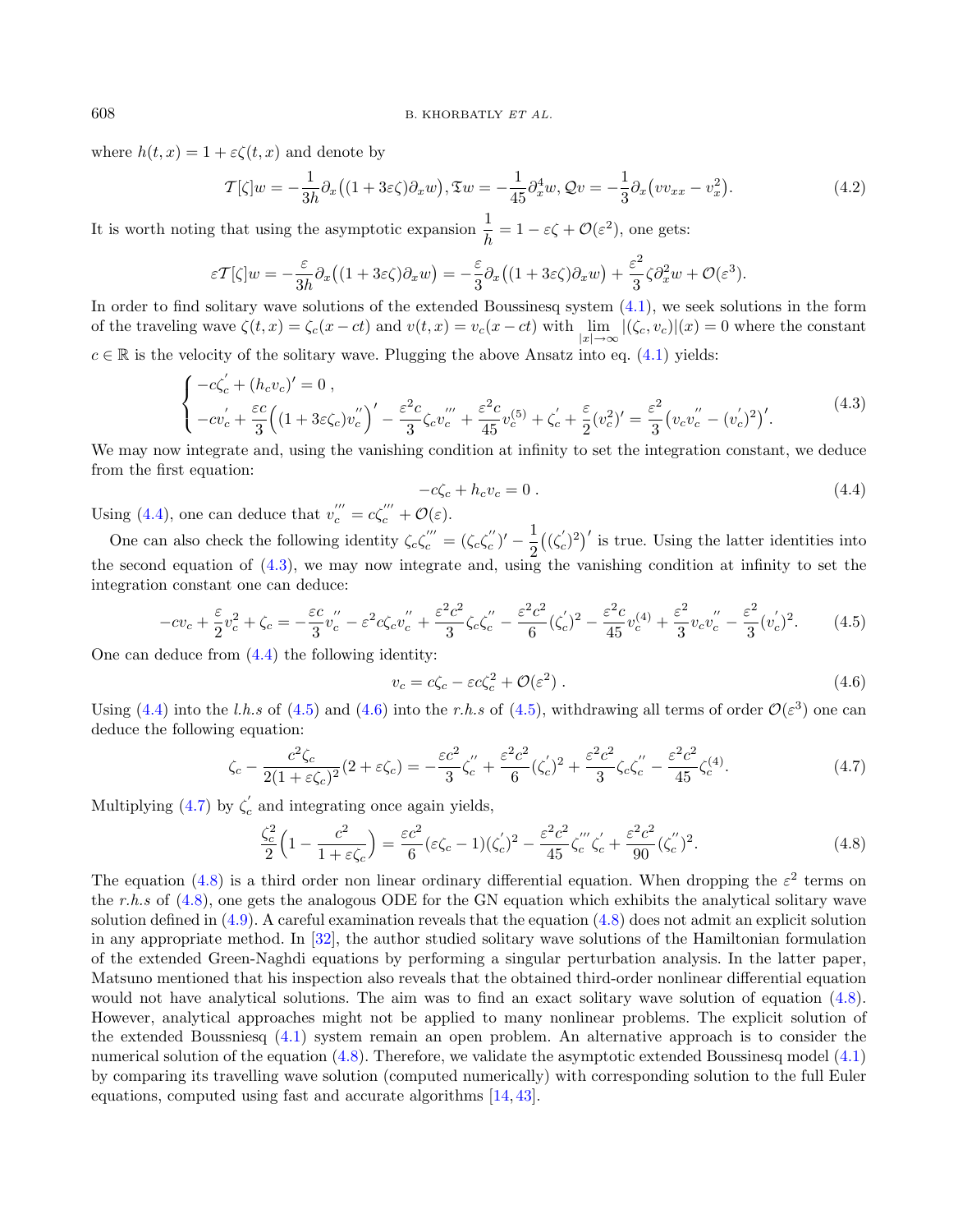where $h(t,x) = 1 + \varepsilon\zeta(t,x)$ and denote by

$$\mathcal{T}[\zeta]w = -\frac{1}{3h}\partial_x\big((1+3\varepsilon\zeta)\partial_x w\big), \mathfrak{T}w = -\frac{1}{45}\partial_x^4 w, \mathcal{Q}v = -\frac{1}{3}\partial_x\big(vv_{xx} - v_x^2\big). \tag{4.2}$$

It is worth noting that using the asymptotic expansion $\dfrac{1}{h} = 1 - \varepsilon\zeta + \mathcal{O}(\varepsilon^2)$, one gets:

$$\varepsilon\mathcal{T}[\zeta]w = -\frac{\varepsilon}{3h}\partial_x\big((1+3\varepsilon\zeta)\partial_x w\big) = -\frac{\varepsilon}{3}\partial_x\big((1+3\varepsilon\zeta)\partial_x w\big) + \frac{\varepsilon^2}{3}\zeta\partial_x^2 w + \mathcal{O}(\varepsilon^3).$$

In order to find solitary wave solutions of the extended Boussinesq system (4.1), we seek solutions in the form of the traveling wave $\zeta(t,x) = \zeta_c(x-ct)$ and $v(t,x) = v_c(x-ct)$ with $\lim\limits_{|x|\to\infty} |(\zeta_c, v_c)|(x) = 0$ where the constant $c \in \mathbb{R}$ is the velocity of the solitary wave. Plugging the above Ansatz into eq. (4.1) yields:

$$\begin{cases} -c\zeta_c^{'} + (h_c v_c)' = 0\ , \\ -cv_c^{'} + \dfrac{\varepsilon c}{3}\Big((1+3\varepsilon\zeta_c)v_c^{''}\Big)' - \dfrac{\varepsilon^2 c}{3}\zeta_c v_c^{'''} + \dfrac{\varepsilon^2 c}{45}v_c^{(5)} + \zeta_c^{'} + \dfrac{\varepsilon}{2}(v_c^2)' = \dfrac{\varepsilon^2}{3}\big(v_c v_c^{''} - (v_c^{'})^2\big)'. \end{cases} \tag{4.3}$$

We may now integrate and, using the vanishing condition at infinity to set the integration constant, we deduce from the first equation:

$$-c\zeta_c + h_c v_c = 0\ . \tag{4.4}$$

Using (4.4), one can deduce that $v_c^{'''} = c\zeta_c^{'''} + \mathcal{O}(\varepsilon)$.

One can also check the following identity $\zeta_c\zeta_c^{'''} = (\zeta_c\zeta_c^{''})' - \dfrac{1}{2}\big((\zeta_c^{'})^2\big)'$ is true. Using the latter identities into the second equation of (4.3), we may now integrate and, using the vanishing condition at infinity to set the integration constant one can deduce:

$$-cv_c + \frac{\varepsilon}{2}v_c^2 + \zeta_c = -\frac{\varepsilon c}{3}v_c^{''} - \varepsilon^2 c\zeta_c v_c^{''} + \frac{\varepsilon^2 c^2}{3}\zeta_c\zeta_c^{''} - \frac{\varepsilon^2 c^2}{6}(\zeta_c^{'})^2 - \frac{\varepsilon^2 c}{45}v_c^{(4)} + \frac{\varepsilon^2}{3}v_c v_c^{''} - \frac{\varepsilon^2}{3}(v_c^{'})^2. \tag{4.5}$$

One can deduce from (4.4) the following identity:

$$v_c = c\zeta_c - \varepsilon c\zeta_c^2 + \mathcal{O}(\varepsilon^2)\ . \tag{4.6}$$

Using (4.4) into the *l.h.s* of (4.5) and (4.6) into the *r.h.s* of (4.5), withdrawing all terms of order $\mathcal{O}(\varepsilon^3)$ one can deduce the following equation:

$$\zeta_c - \frac{c^2\zeta_c}{2(1+\varepsilon\zeta_c)^2}(2+\varepsilon\zeta_c) = -\frac{\varepsilon c^2}{3}\zeta_c^{''} + \frac{\varepsilon^2 c^2}{6}(\zeta_c^{'})^2 + \frac{\varepsilon^2 c^2}{3}\zeta_c\zeta_c^{''} - \frac{\varepsilon^2 c^2}{45}\zeta_c^{(4)}. \tag{4.7}$$

Multiplying (4.7) by $\zeta_c^{'}$ and integrating once again yields,

$$\frac{\zeta_c^2}{2}\Big(1 - \frac{c^2}{1+\varepsilon\zeta_c}\Big) = \frac{\varepsilon c^2}{6}(\varepsilon\zeta_c - 1)(\zeta_c^{'})^2 - \frac{\varepsilon^2 c^2}{45}\zeta_c^{'''}\zeta_c^{'} + \frac{\varepsilon^2 c^2}{90}(\zeta_c^{''})^2. \tag{4.8}$$

The equation (4.8) is a third order non linear ordinary differential equation. When dropping the $\varepsilon^2$ terms on the *r.h.s* of (4.8), one gets the analogous ODE for the GN equation which exhibits the analytical solitary wave solution defined in (4.9). A careful examination reveals that the equation (4.8) does not admit an explicit solution in any appropriate method. In [32], the author studied solitary wave solutions of the Hamiltonian formulation of the extended Green-Naghdi equations by performing a singular perturbation analysis. In the latter paper, Matsuno mentioned that his inspection also reveals that the obtained third-order nonlinear differential equation would not have analytical solutions. The aim was to find an exact solitary wave solution of equation (4.8). However, analytical approaches might not be applied to many nonlinear problems. The explicit solution of the extended Boussniesq (4.1) system remain an open problem. An alternative approach is to consider the numerical solution of the equation (4.8). Therefore, we validate the asymptotic extended Boussinesq model (4.1) by comparing its travelling wave solution (computed numerically) with corresponding solution to the full Euler equations, computed using fast and accurate algorithms [14, 43].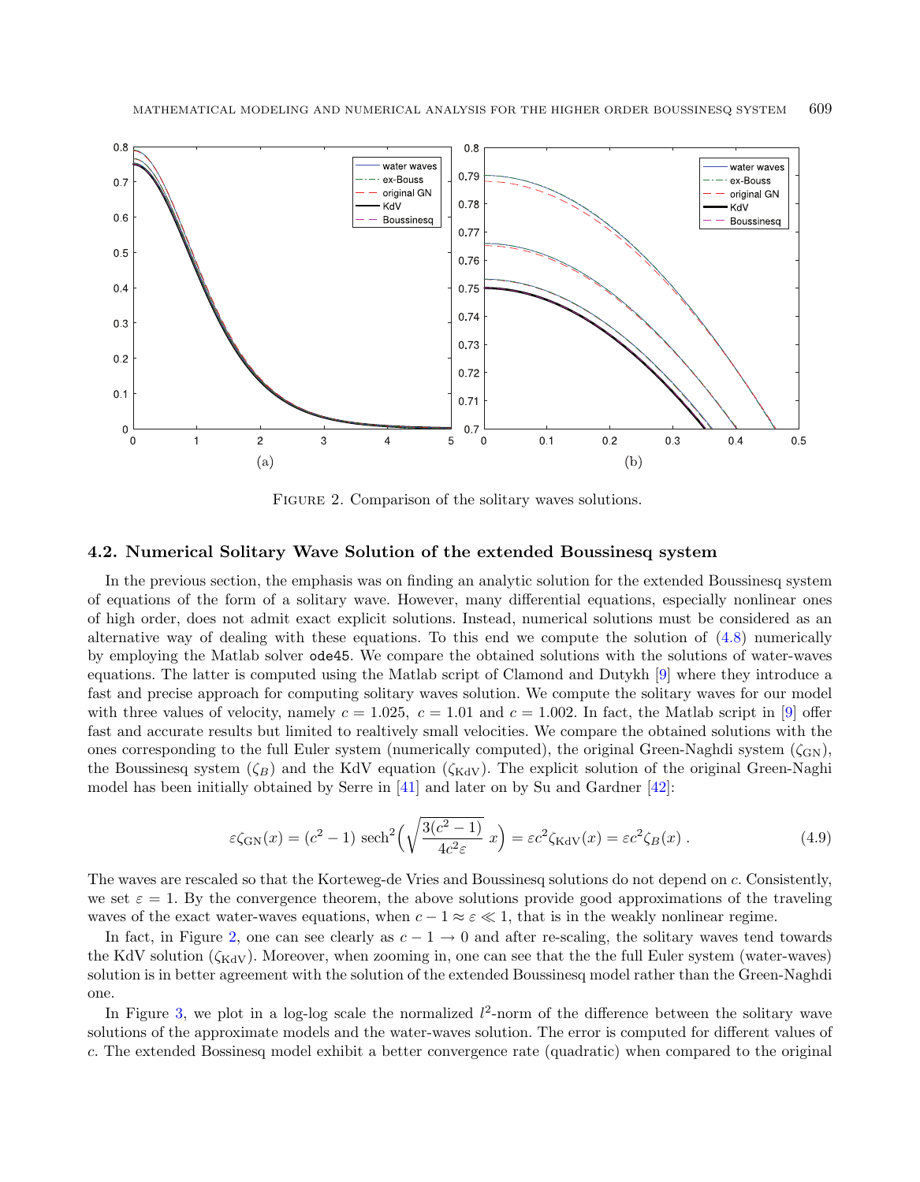FIGURE 2. Comparison of the solitary waves solutions.

### 4.2. Numerical Solitary Wave Solution of the extended Boussinesq system

In the previous section, the emphasis was on finding an analytic solution for the extended Boussinesq system of equations of the form of a solitary wave. However, many differential equations, especially nonlinear ones of high order, does not admit exact explicit solutions. Instead, numerical solutions must be considered as an alternative way of dealing with these equations. To this end we compute the solution of (4.8) numerically by employing the Matlab solver `ode45`. We compare the obtained solutions with the solutions of water-waves equations. The latter is computed using the Matlab script of Clamond and Dutykh [9] where they introduce a fast and precise approach for computing solitary waves solution. We compute the solitary waves for our model with three values of velocity, namely $c = 1.025$, $c = 1.01$ and $c = 1.002$. In fact, the Matlab script in [9] offer fast and accurate results but limited to realtively small velocities. We compare the obtained solutions with the ones corresponding to the full Euler system (numerically computed), the original Green-Naghdi system ($\zeta_{\mathrm{GN}}$), the Boussinesq system ($\zeta_B$) and the KdV equation ($\zeta_{\mathrm{KdV}}$). The explicit solution of the original Green-Naghi model has been initially obtained by Serre in [41] and later on by Su and Gardner [42]:

$$\varepsilon\zeta_{\mathrm{GN}}(x) = (c^2-1)\ \mathrm{sech}^2\Big(\sqrt{\frac{3(c^2-1)}{4c^2\varepsilon}}\ x\Big) = \varepsilon c^2\zeta_{\mathrm{KdV}}(x) = \varepsilon c^2\zeta_B(x)\ . \tag{4.9}$$

The waves are rescaled so that the Korteweg-de Vries and Boussinesq solutions do not depend on $c$. Consistently, we set $\varepsilon = 1$. By the convergence theorem, the above solutions provide good approximations of the traveling waves of the exact water-waves equations, when $c - 1 \approx \varepsilon \ll 1$, that is in the weakly nonlinear regime.

In fact, in Figure 2, one can see clearly as $c - 1 \to 0$ and after re-scaling, the solitary waves tend towards the KdV solution ($\zeta_{\mathrm{KdV}}$). Moreover, when zooming in, one can see that the the full Euler system (water-waves) solution is in better agreement with the solution of the extended Boussinesq model rather than the Green-Naghdi one.

In Figure 3, we plot in a log-log scale the normalized $l^2$-norm of the difference between the solitary wave solutions of the approximate models and the water-waves solution. The error is computed for different values of $c$. The extended Bossinesq model exhibit a better convergence rate (quadratic) when compared to the original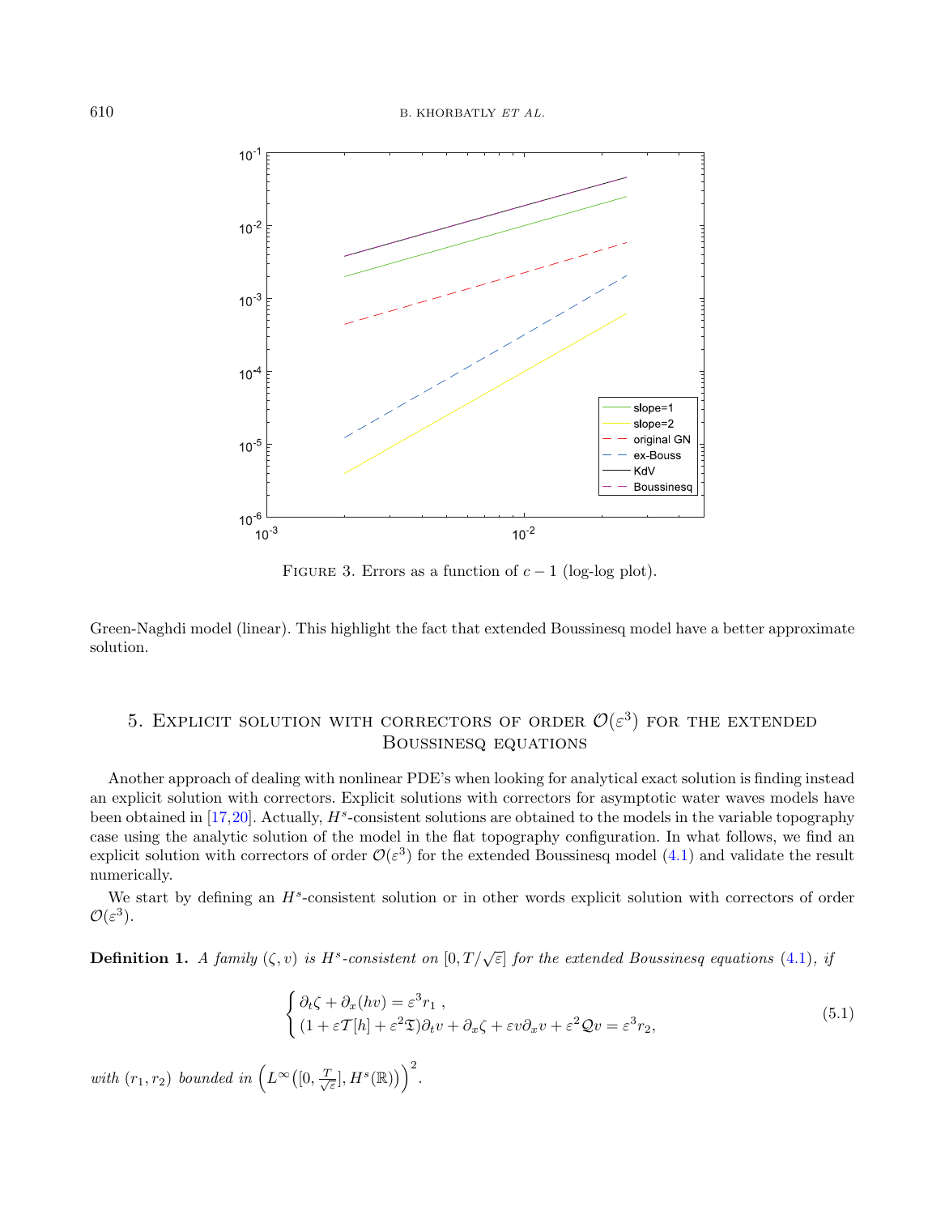FIGURE 3. Errors as a function of $c - 1$ (log-log plot).

Green-Naghdi model (linear). This highlight the fact that extended Boussinesq model have a better approximate solution.

## 5. Explicit solution with correctors of order $\mathcal{O}(\varepsilon^3)$ for the extended Boussinesq equations

Another approach of dealing with nonlinear PDE's when looking for analytical exact solution is finding instead an explicit solution with correctors. Explicit solutions with correctors for asymptotic water waves models have been obtained in [17,20]. Actually, $H^s$-consistent solutions are obtained to the models in the variable topography case using the analytic solution of the model in the flat topography configuration. In what follows, we find an explicit solution with correctors of order $\mathcal{O}(\varepsilon^3)$ for the extended Boussinesq model (4.1) and validate the result numerically.

We start by defining an $H^s$-consistent solution or in other words explicit solution with correctors of order $\mathcal{O}(\varepsilon^3)$.

**Definition 1.** *A family $(\zeta, v)$ is $H^s$-consistent on $[0, T/\sqrt{\varepsilon}]$ for the extended Boussinesq equations (4.1), if*

$$
\begin{cases}
\partial_t \zeta + \partial_x (hv) = \varepsilon^3 r_1 \ , \\
(1 + \varepsilon \mathcal{T}[h] + \varepsilon^2 \mathfrak{T}) \partial_t v + \partial_x \zeta + \varepsilon v \partial_x v + \varepsilon^2 \mathcal{Q} v = \varepsilon^3 r_2,
\end{cases}
\tag{5.1}
$$

*with $(r_1, r_2)$ bounded in $\left( L^\infty\big([0, \frac{T}{\sqrt{\varepsilon}}], H^s(\mathbb{R})\big)\right)^2$.*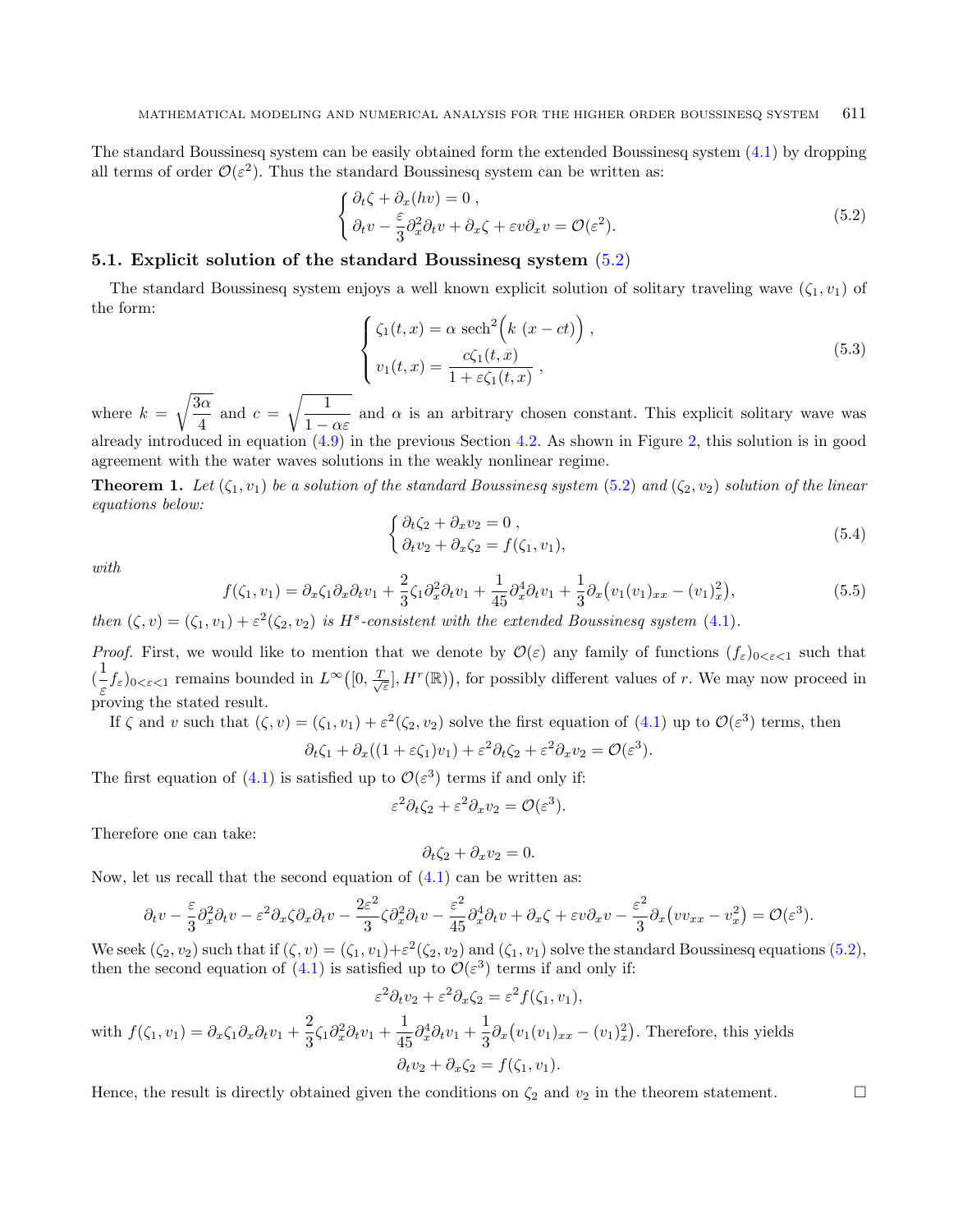The standard Boussinesq system can be easily obtained form the extended Boussinesq system (4.1) by dropping all terms of order $\mathcal{O}(\varepsilon^2)$. Thus the standard Boussinesq system can be written as:

$$
\begin{cases}
\partial_t \zeta + \partial_x (hv) = 0 \; , \\
\partial_t v - \dfrac{\varepsilon}{3} \partial_x^2 \partial_t v + \partial_x \zeta + \varepsilon v \partial_x v = \mathcal{O}(\varepsilon^2).
\end{cases}
\tag{5.2}
$$

### 5.1. Explicit solution of the standard Boussinesq system (5.2)

The standard Boussinesq system enjoys a well known explicit solution of solitary traveling wave $(\zeta_1, v_1)$ of the form:

$$
\begin{cases}
\zeta_1(t,x) = \alpha \; \mathrm{sech}^2\Big(k \; (x - ct)\Big) \; , \\
v_1(t,x) = \dfrac{c \zeta_1(t,x)}{1 + \varepsilon \zeta_1(t,x)} \; ,
\end{cases}
\tag{5.3}
$$

where $k = \sqrt{\dfrac{3\alpha}{4}}$ and $c = \sqrt{\dfrac{1}{1 - \alpha\varepsilon}}$ and $\alpha$ is an arbitrary chosen constant. This explicit solitary wave was already introduced in equation (4.9) in the previous Section 4.2. As shown in Figure 2, this solution is in good agreement with the water waves solutions in the weakly nonlinear regime.

**Theorem 1.** *Let $(\zeta_1, v_1)$ be a solution of the standard Boussinesq system (5.2) and $(\zeta_2, v_2)$ solution of the linear equations below:*

$$
\begin{cases}
\partial_t \zeta_2 + \partial_x v_2 = 0 \; , \\
\partial_t v_2 + \partial_x \zeta_2 = f(\zeta_1, v_1),
\end{cases}
\tag{5.4}
$$

*with*

$$
f(\zeta_1, v_1) = \partial_x \zeta_1 \partial_x \partial_t v_1 + \frac{2}{3} \zeta_1 \partial_x^2 \partial_t v_1 + \frac{1}{45} \partial_x^4 \partial_t v_1 + \frac{1}{3} \partial_x \big(v_1 (v_1)_{xx} - (v_1)_x^2\big),
\tag{5.5}
$$

*then $(\zeta, v) = (\zeta_1, v_1) + \varepsilon^2 (\zeta_2, v_2)$ is $H^s$-consistent with the extended Boussinesq system (4.1).*

*Proof.* First, we would like to mention that we denote by $\mathcal{O}(\varepsilon)$ any family of functions $(f_\varepsilon)_{0<\varepsilon<1}$ such that $(\dfrac{1}{\varepsilon} f_\varepsilon)_{0<\varepsilon<1}$ remains bounded in $L^\infty\big([0, \frac{T}{\sqrt{\varepsilon}}], H^r(\mathbb{R})\big)$, for possibly different values of $r$. We may now proceed in proving the stated result.

If $\zeta$ and $v$ such that $(\zeta, v) = (\zeta_1, v_1) + \varepsilon^2 (\zeta_2, v_2)$ solve the first equation of (4.1) up to $\mathcal{O}(\varepsilon^3)$ terms, then

$$
\partial_t \zeta_1 + \partial_x ((1 + \varepsilon \zeta_1) v_1) + \varepsilon^2 \partial_t \zeta_2 + \varepsilon^2 \partial_x v_2 = \mathcal{O}(\varepsilon^3).
$$

The first equation of (4.1) is satisfied up to $\mathcal{O}(\varepsilon^3)$ terms if and only if:

$$
\varepsilon^2 \partial_t \zeta_2 + \varepsilon^2 \partial_x v_2 = \mathcal{O}(\varepsilon^3).
$$

Therefore one can take:

$$
\partial_t \zeta_2 + \partial_x v_2 = 0.
$$

Now, let us recall that the second equation of (4.1) can be written as:

$$
\partial_t v - \frac{\varepsilon}{3} \partial_x^2 \partial_t v - \varepsilon^2 \partial_x \zeta \partial_x \partial_t v - \frac{2\varepsilon^2}{3} \zeta \partial_x^2 \partial_t v - \frac{\varepsilon^2}{45} \partial_x^4 \partial_t v + \partial_x \zeta + \varepsilon v \partial_x v - \frac{\varepsilon^2}{3} \partial_x \big(v v_{xx} - v_x^2\big) = \mathcal{O}(\varepsilon^3).
$$

We seek $(\zeta_2, v_2)$ such that if $(\zeta, v) = (\zeta_1, v_1) + \varepsilon^2 (\zeta_2, v_2)$ and $(\zeta_1, v_1)$ solve the standard Boussinesq equations (5.2), then the second equation of (4.1) is satisfied up to $\mathcal{O}(\varepsilon^3)$ terms if and only if:

$$
\varepsilon^2 \partial_t v_2 + \varepsilon^2 \partial_x \zeta_2 = \varepsilon^2 f(\zeta_1, v_1),
$$

with $f(\zeta_1, v_1) = \partial_x \zeta_1 \partial_x \partial_t v_1 + \dfrac{2}{3} \zeta_1 \partial_x^2 \partial_t v_1 + \dfrac{1}{45} \partial_x^4 \partial_t v_1 + \dfrac{1}{3} \partial_x \big(v_1 (v_1)_{xx} - (v_1)_x^2\big)$. Therefore, this yields

$$
\partial_t v_2 + \partial_x \zeta_2 = f(\zeta_1, v_1).
$$

Hence, the result is directly obtained given the conditions on $\zeta_2$ and $v_2$ in the theorem statement. $\square$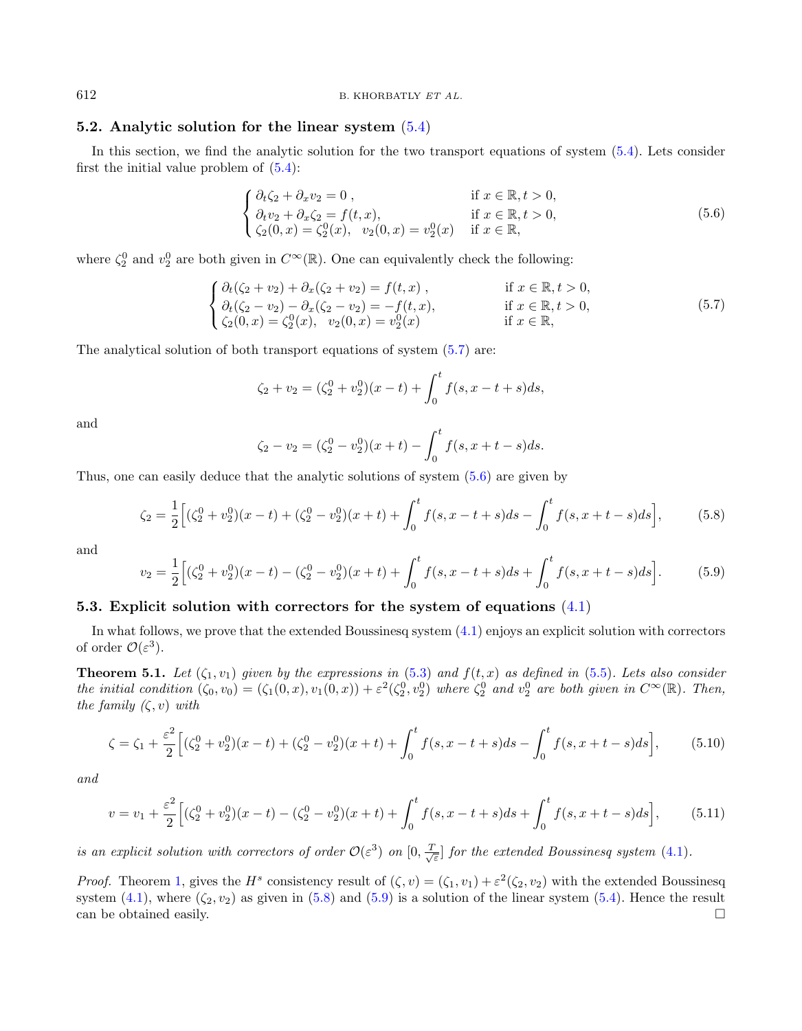### 5.2. Analytic solution for the linear system (5.4)

In this section, we find the analytic solution for the two transport equations of system (5.4). Lets consider first the initial value problem of (5.4):

$$
\begin{cases}
\partial_t \zeta_2 + \partial_x v_2 = 0 \,, & \text{if } x \in \mathbb{R}, t > 0, \\
\partial_t v_2 + \partial_x \zeta_2 = f(t,x), & \text{if } x \in \mathbb{R}, t > 0, \\
\zeta_2(0,x) = \zeta_2^0(x), \quad v_2(0,x) = v_2^0(x) & \text{if } x \in \mathbb{R},
\end{cases}
\tag{5.6}
$$

where $\zeta_2^0$ and $v_2^0$ are both given in $C^\infty(\mathbb{R})$. One can equivalently check the following:

$$
\begin{cases}
\partial_t(\zeta_2 + v_2) + \partial_x(\zeta_2 + v_2) = f(t,x) \,, & \text{if } x \in \mathbb{R}, t > 0, \\
\partial_t(\zeta_2 - v_2) - \partial_x(\zeta_2 - v_2) = -f(t,x), & \text{if } x \in \mathbb{R}, t > 0, \\
\zeta_2(0,x) = \zeta_2^0(x), \quad v_2(0,x) = v_2^0(x) & \text{if } x \in \mathbb{R},
\end{cases}
\tag{5.7}
$$

The analytical solution of both transport equations of system (5.7) are:

$$
\zeta_2 + v_2 = (\zeta_2^0 + v_2^0)(x-t) + \int_0^t f(s, x-t+s)ds,
$$

and

$$
\zeta_2 - v_2 = (\zeta_2^0 - v_2^0)(x+t) - \int_0^t f(s, x+t-s)ds.
$$

Thus, one can easily deduce that the analytic solutions of system (5.6) are given by

$$
\zeta_2 = \frac{1}{2}\Big[(\zeta_2^0 + v_2^0)(x-t) + (\zeta_2^0 - v_2^0)(x+t) + \int_0^t f(s, x-t+s)ds - \int_0^t f(s, x+t-s)ds\Big],
\tag{5.8}
$$

and

$$
v_2 = \frac{1}{2}\Big[(\zeta_2^0 + v_2^0)(x-t) - (\zeta_2^0 - v_2^0)(x+t) + \int_0^t f(s, x-t+s)ds + \int_0^t f(s, x+t-s)ds\Big].
\tag{5.9}
$$

### 5.3. Explicit solution with correctors for the system of equations (4.1)

In what follows, we prove that the extended Boussinesq system (4.1) enjoys an explicit solution with correctors of order $\mathcal{O}(\varepsilon^3)$.

**Theorem 5.1.** *Let $(\zeta_1, v_1)$ given by the expressions in (5.3) and $f(t,x)$ as defined in (5.5). Lets also consider the initial condition $(\zeta_0, v_0) = (\zeta_1(0,x), v_1(0,x)) + \varepsilon^2(\zeta_2^0, v_2^0)$ where $\zeta_2^0$ and $v_2^0$ are both given in $C^\infty(\mathbb{R})$. Then, the family $(\zeta, v)$ with*

$$
\zeta = \zeta_1 + \frac{\varepsilon^2}{2}\Big[(\zeta_2^0 + v_2^0)(x-t) + (\zeta_2^0 - v_2^0)(x+t) + \int_0^t f(s, x-t+s)ds - \int_0^t f(s, x+t-s)ds\Big],
\tag{5.10}
$$

*and*

$$
v = v_1 + \frac{\varepsilon^2}{2}\Big[(\zeta_2^0 + v_2^0)(x-t) - (\zeta_2^0 - v_2^0)(x+t) + \int_0^t f(s, x-t+s)ds + \int_0^t f(s, x+t-s)ds\Big],
\tag{5.11}
$$

*is an explicit solution with correctors of order $\mathcal{O}(\varepsilon^3)$ on $[0, \frac{T}{\sqrt{\varepsilon}}]$ for the extended Boussinesq system (4.1).*

*Proof.* Theorem 1, gives the $H^s$ consistency result of $(\zeta, v) = (\zeta_1, v_1) + \varepsilon^2(\zeta_2, v_2)$ with the extended Boussinesq system (4.1), where $(\zeta_2, v_2)$ as given in (5.8) and (5.9) is a solution of the linear system (5.4). Hence the result can be obtained easily. □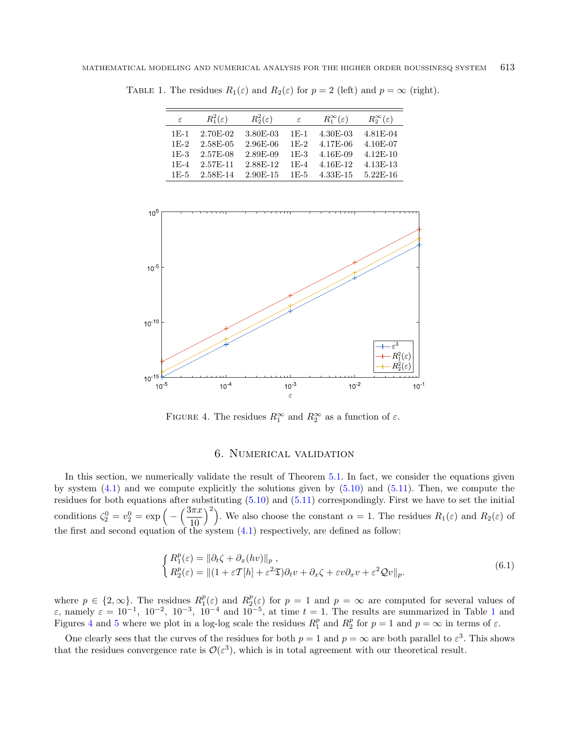TABLE 1. The residues $R_1(\varepsilon)$ and $R_2(\varepsilon)$ for $p = 2$ (left) and $p = \infty$ (right).

| $\varepsilon$ | $R_1^2(\varepsilon)$ | $R_2^2(\varepsilon)$ | $\varepsilon$ | $R_1^\infty(\varepsilon)$ | $R_2^\infty(\varepsilon)$ |
|---|---|---|---|---|---|
| 1E-1 | 2.70E-02 | 3.80E-03 | 1E-1 | 4.30E-03 | 4.81E-04 |
| 1E-2 | 2.58E-05 | 2.96E-06 | 1E-2 | 4.17E-06 | 4.10E-07 |
| 1E-3 | 2.57E-08 | 2.89E-09 | 1E-3 | 4.16E-09 | 4.12E-10 |
| 1E-4 | 2.57E-11 | 2.88E-12 | 1E-4 | 4.16E-12 | 4.13E-13 |
| 1E-5 | 2.58E-14 | 2.90E-15 | 1E-5 | 4.33E-15 | 5.22E-16 |

FIGURE 4. The residues $R_1^\infty$ and $R_2^\infty$ as a function of $\varepsilon$.

## 6. Numerical validation

In this section, we numerically validate the result of Theorem 5.1. In fact, we consider the equations given by system (4.1) and we compute explicitly the solutions given by (5.10) and (5.11). Then, we compute the residues for both equations after substituting (5.10) and (5.11) correspondingly. First we have to set the initial conditions $\zeta_2^0 = v_2^0 = \exp\Big(-\Big(\dfrac{3\pi x}{10}\Big)^2\Big)$. We also choose the constant $\alpha = 1$. The residues $R_1(\varepsilon)$ and $R_2(\varepsilon)$ of the first and second equation of the system (4.1) respectively, are defined as follow:

$$\begin{cases} R_1^p(\varepsilon) = \|\partial_t \zeta + \partial_x(hv)\|_p \,, \\ R_2^p(\varepsilon) = \|(1 + \varepsilon \mathcal{T}[h] + \varepsilon^2 \mathfrak{T})\partial_t v + \partial_x \zeta + \varepsilon v \partial_x v + \varepsilon^2 \mathcal{Q} v\|_p. \end{cases} \tag{6.1}$$

where $p \in \{2, \infty\}$. The residues $R_1^p(\varepsilon)$ and $R_2^p(\varepsilon)$ for $p = 1$ and $p = \infty$ are computed for several values of $\varepsilon$, namely $\varepsilon = 10^{-1},\ 10^{-2},\ 10^{-3},\ 10^{-4}$ and $10^{-5}$, at time $t = 1$. The results are summarized in Table 1 and Figures 4 and 5 where we plot in a log-log scale the residues $R_1^p$ and $R_2^p$ for $p = 1$ and $p = \infty$ in terms of $\varepsilon$.

One clearly sees that the curves of the residues for both $p = 1$ and $p = \infty$ are both parallel to $\varepsilon^3$. This shows that the residues convergence rate is $\mathcal{O}(\varepsilon^3)$, which is in total agreement with our theoretical result.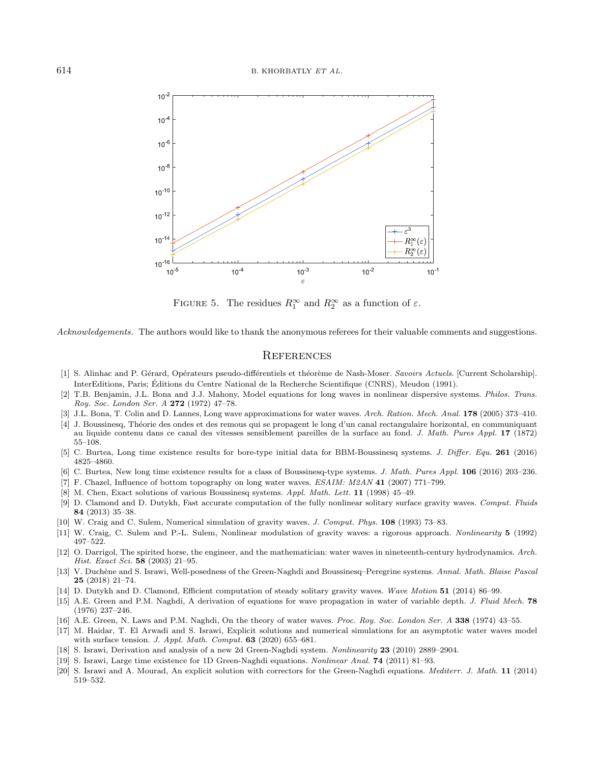FIGURE 5. The residues $R_1^\infty$ and $R_2^\infty$ as a function of $\varepsilon$.

*Acknowledgements.* The authors would like to thank the anonymous referees for their valuable comments and suggestions.

## References

[1] S. Alinhac and P. Gérard, Opérateurs pseudo-différentiels et théorème de Nash-Moser. *Savoirs Actuels*. [Current Scholarship]. InterEditions, Paris; Éditions du Centre National de la Recherche Scientifique (CNRS), Meudon (1991).

[2] T.B. Benjamin, J.L. Bona and J.J. Mahony, Model equations for long waves in nonlinear dispersive systems. *Philos. Trans. Roy. Soc. London Ser. A* **272** (1972) 47–78.

[3] J.L. Bona, T. Colin and D. Lannes, Long wave approximations for water waves. *Arch. Ration. Mech. Anal.* **178** (2005) 373–410.

[4] J. Boussinesq, Théorie des ondes et des remous qui se propagent le long d'un canal rectangulaire horizontal, en communiquant au liquide contenu dans ce canal des vitesses sensiblement pareilles de la surface au fond. *J. Math. Pures Appl.* **17** (1872) 55–108.

[5] C. Burtea, Long time existence results for bore-type initial data for BBM-Boussinesq systems. *J. Differ. Equ.* **261** (2016) 4825–4860.

[6] C. Burtea, New long time existence results for a class of Boussinesq-type systems. *J. Math. Pures Appl.* **106** (2016) 203–236.

[7] F. Chazel, Influence of bottom topography on long water waves. *ESAIM: M2AN* **41** (2007) 771–799.

[8] M. Chen, Exact solutions of various Boussinesq systems. *Appl. Math. Lett.* **11** (1998) 45–49.

[9] D. Clamond and D. Dutykh, Fast accurate computation of the fully nonlinear solitary surface gravity waves. *Comput. Fluids* **84** (2013) 35–38.

[10] W. Craig and C. Sulem, Numerical simulation of gravity waves. *J. Comput. Phys.* **108** (1993) 73–83.

[11] W. Craig, C. Sulem and P.-L. Sulem, Nonlinear modulation of gravity waves: a rigorous approach. *Nonlinearity* **5** (1992) 497–522.

[12] O. Darrigol, The spirited horse, the engineer, and the mathematician: water waves in nineteenth-century hydrodynamics. *Arch. Hist. Exact Sci.* **58** (2003) 21–95.

[13] V. Duchêne and S. Israwi, Well-posedness of the Green-Naghdi and Boussinesq–Peregrine systems. *Annal. Math. Blaise Pascal* **25** (2018) 21–74.

[14] D. Dutykh and D. Clamond, Efficient computation of steady solitary gravity waves. *Wave Motion* **51** (2014) 86–99.

[15] A.E. Green and P.M. Naghdi, A derivation of equations for wave propagation in water of variable depth. *J. Fluid Mech.* **78** (1976) 237–246.

[16] A.E. Green, N. Laws and P.M. Naghdi, On the theory of water waves. *Proc. Roy. Soc. London Ser. A* **338** (1974) 43–55.

[17] M. Haidar, T. El Arwadi and S. Israwi, Explicit solutions and numerical simulations for an asymptotic water waves model with surface tension. *J. Appl. Math. Comput.* **63** (2020) 655–681.

[18] S. Israwi, Derivation and analysis of a new 2d Green-Naghdi system. *Nonlinearity* **23** (2010) 2889–2904.

[19] S. Israwi, Large time existence for 1D Green-Naghdi equations. *Nonlinear Anal.* **74** (2011) 81–93.

[20] S. Israwi and A. Mourad, An explicit solution with correctors for the Green-Naghdi equations. *Mediterr. J. Math.* **11** (2014) 519–532.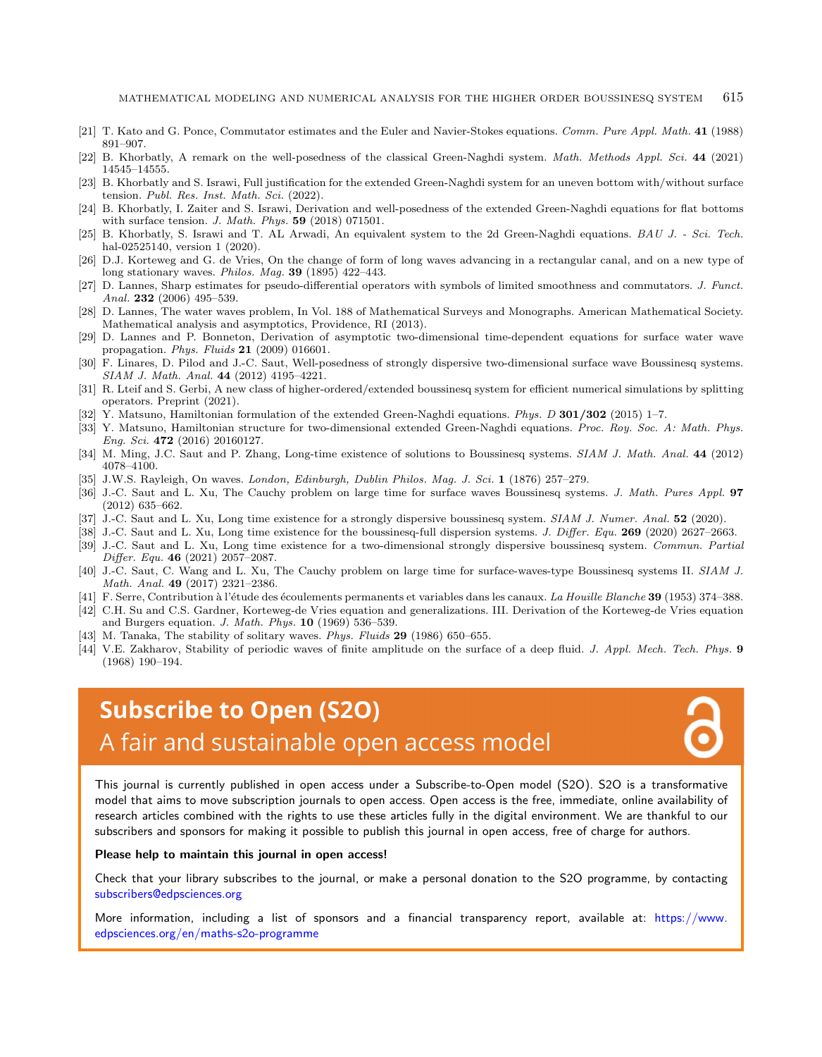[21] T. Kato and G. Ponce, Commutator estimates and the Euler and Navier-Stokes equations. *Comm. Pure Appl. Math.* **41** (1988) 891–907.

[22] B. Khorbatly, A remark on the well-posedness of the classical Green-Naghdi system. *Math. Methods Appl. Sci.* **44** (2021) 14545–14555.

[23] B. Khorbatly and S. Israwi, Full justification for the extended Green-Naghdi system for an uneven bottom with/without surface tension. *Publ. Res. Inst. Math. Sci.* (2022).

[24] B. Khorbatly, I. Zaiter and S. Israwi, Derivation and well-posedness of the extended Green-Naghdi equations for flat bottoms with surface tension. *J. Math. Phys.* **59** (2018) 071501.

[25] B. Khorbatly, S. Israwi and T. AL Arwadi, An equivalent system to the 2d Green-Naghdi equations. *BAU J. - Sci. Tech.* hal-02525140, version 1 (2020).

[26] D.J. Korteweg and G. de Vries, On the change of form of long waves advancing in a rectangular canal, and on a new type of long stationary waves. *Philos. Mag.* **39** (1895) 422–443.

[27] D. Lannes, Sharp estimates for pseudo-differential operators with symbols of limited smoothness and commutators. *J. Funct. Anal.* **232** (2006) 495–539.

[28] D. Lannes, The water waves problem, In Vol. 188 of Mathematical Surveys and Monographs. American Mathematical Society. Mathematical analysis and asymptotics, Providence, RI (2013).

[29] D. Lannes and P. Bonneton, Derivation of asymptotic two-dimensional time-dependent equations for surface water wave propagation. *Phys. Fluids* **21** (2009) 016601.

[30] F. Linares, D. Pilod and J.-C. Saut, Well-posedness of strongly dispersive two-dimensional surface wave Boussinesq systems. *SIAM J. Math. Anal.* **44** (2012) 4195–4221.

[31] R. Lteif and S. Gerbi, A new class of higher-ordered/extended boussinesq system for efficient numerical simulations by splitting operators. Preprint (2021).

[32] Y. Matsuno, Hamiltonian formulation of the extended Green-Naghdi equations. *Phys. D* **301/302** (2015) 1–7.

[33] Y. Matsuno, Hamiltonian structure for two-dimensional extended Green-Naghdi equations. *Proc. Roy. Soc. A: Math. Phys. Eng. Sci.* **472** (2016) 20160127.

[34] M. Ming, J.C. Saut and P. Zhang, Long-time existence of solutions to Boussinesq systems. *SIAM J. Math. Anal.* **44** (2012) 4078–4100.

[35] J.W.S. Rayleigh, On waves. *London, Edinburgh, Dublin Philos. Mag. J. Sci.* **1** (1876) 257–279.

[36] J.-C. Saut and L. Xu, The Cauchy problem on large time for surface waves Boussinesq systems. *J. Math. Pures Appl.* **97** (2012) 635–662.

[37] J.-C. Saut and L. Xu, Long time existence for a strongly dispersive boussinesq system. *SIAM J. Numer. Anal.* **52** (2020).

[38] J.-C. Saut and L. Xu, Long time existence for the boussinesq-full dispersion systems. *J. Differ. Equ.* **269** (2020) 2627–2663.

[39] J.-C. Saut and L. Xu, Long time existence for a two-dimensional strongly dispersive boussinesq system. *Commun. Partial Differ. Equ.* **46** (2021) 2057–2087.

[40] J.-C. Saut, C. Wang and L. Xu, The Cauchy problem on large time for surface-waves-type Boussinesq systems II. *SIAM J. Math. Anal.* **49** (2017) 2321–2386.

[41] F. Serre, Contribution à l'étude des écoulements permanents et variables dans les canaux. *La Houille Blanche* **39** (1953) 374–388.

[42] C.H. Su and C.S. Gardner, Korteweg-de Vries equation and generalizations. III. Derivation of the Korteweg-de Vries equation and Burgers equation. *J. Math. Phys.* **10** (1969) 536–539.

[43] M. Tanaka, The stability of solitary waves. *Phys. Fluids* **29** (1986) 650–655.

[44] V.E. Zakharov, Stability of periodic waves of finite amplitude on the surface of a deep fluid. *J. Appl. Mech. Tech. Phys.* **9** (1968) 190–194.

## Subscribe to Open (S2O)

### A fair and sustainable open access model

This journal is currently published in open access under a Subscribe-to-Open model (S2O). S2O is a transformative model that aims to move subscription journals to open access. Open access is the free, immediate, online availability of research articles combined with the rights to use these articles fully in the digital environment. We are thankful to our subscribers and sponsors for making it possible to publish this journal in open access, free of charge for authors.

**Please help to maintain this journal in open access!**

Check that your library subscribes to the journal, or make a personal donation to the S2O programme, by contacting subscribers@edpsciences.org

More information, including a list of sponsors and a financial transparency report, available at: https://www.edpsciences.org/en/maths-s2o-programme